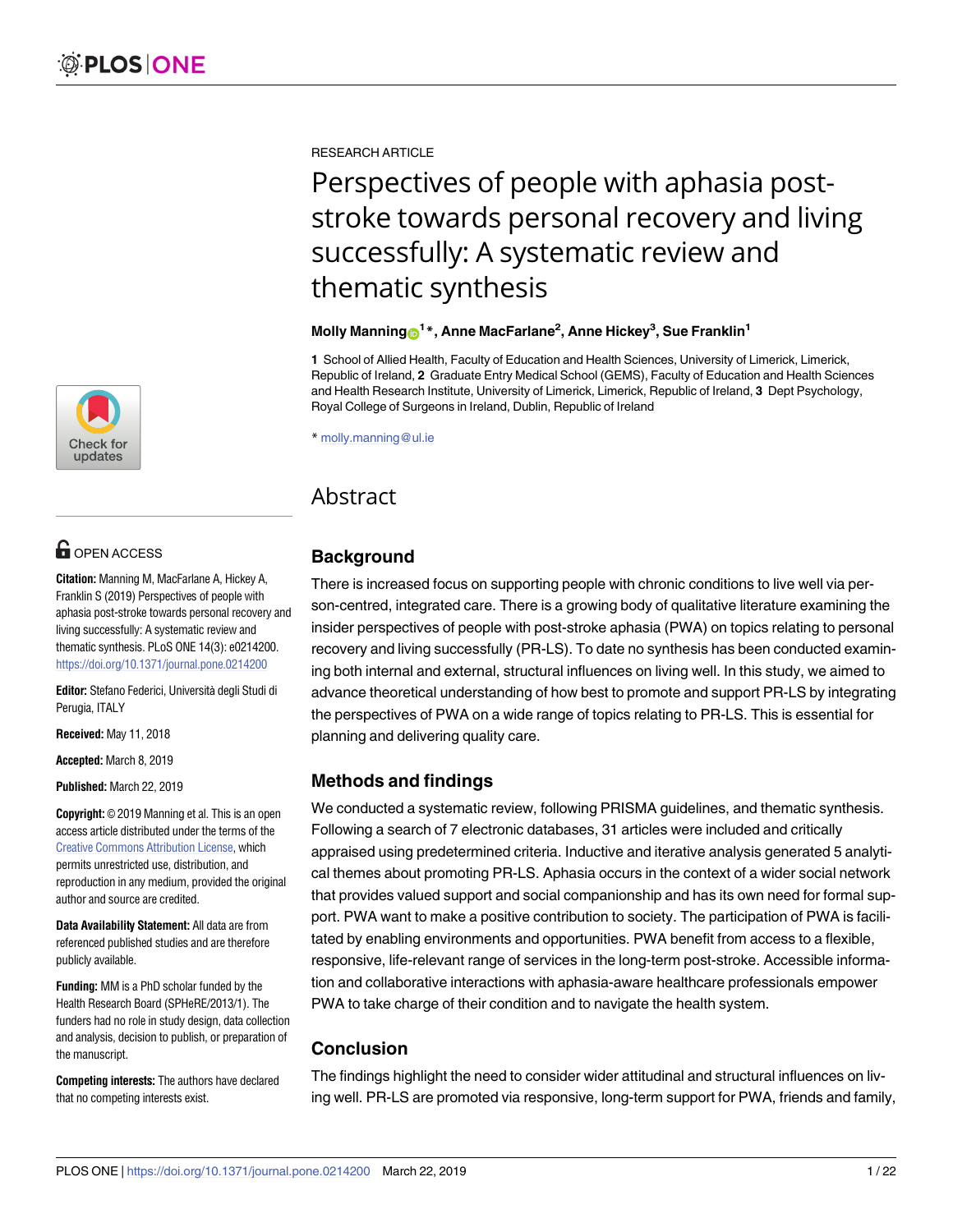RESEARCH ARTICLE

# Perspectives of people with aphasia post-stroke towards personal recovery and living successfully: A systematic review and thematic synthesis

**Molly Manning[1]*, Anne MacFarlane[2], Anne Hickey[3], Sue Franklin[1]**

**1** School of Allied Health, Faculty of Education and Health Sciences, University of Limerick, Limerick, Republic of Ireland, **2** Graduate Entry Medical School (GEMS), Faculty of Education and Health Sciences and Health Research Institute, University of Limerick, Limerick, Republic of Ireland, **3** Dept Psychology, Royal College of Surgeons in Ireland, Dublin, Republic of Ireland

* molly.manning@ul.ie

OPEN ACCESS

**Citation:** Manning M, MacFarlane A, Hickey A, Franklin S (2019) Perspectives of people with aphasia post-stroke towards personal recovery and living successfully: A systematic review and thematic synthesis. PLoS ONE 14(3): e0214200. https://doi.org/10.1371/journal.pone.0214200

**Editor:** Stefano Federici, Università degli Studi di Perugia, ITALY

**Received:** May 11, 2018

**Accepted:** March 8, 2019

**Published:** March 22, 2019

**Copyright:** © 2019 Manning et al. This is an open access article distributed under the terms of the Creative Commons Attribution License, which permits unrestricted use, distribution, and reproduction in any medium, provided the original author and source are credited.

**Data Availability Statement:** All data are from referenced published studies and are therefore publicly available.

**Funding:** MM is a PhD scholar funded by the Health Research Board (SPHeRE/2013/1). The funders had no role in study design, data collection and analysis, decision to publish, or preparation of the manuscript.

**Competing interests:** The authors have declared that no competing interests exist.

## Abstract

### Background

There is increased focus on supporting people with chronic conditions to live well via person-centred, integrated care. There is a growing body of qualitative literature examining the insider perspectives of people with post-stroke aphasia (PWA) on topics relating to personal recovery and living successfully (PR-LS). To date no synthesis has been conducted examining both internal and external, structural influences on living well. In this study, we aimed to advance theoretical understanding of how best to promote and support PR-LS by integrating the perspectives of PWA on a wide range of topics relating to PR-LS. This is essential for planning and delivering quality care.

### Methods and findings

We conducted a systematic review, following PRISMA guidelines, and thematic synthesis. Following a search of 7 electronic databases, 31 articles were included and critically appraised using predetermined criteria. Inductive and iterative analysis generated 5 analytical themes about promoting PR-LS. Aphasia occurs in the context of a wider social network that provides valued support and social companionship and has its own need for formal support. PWA want to make a positive contribution to society. The participation of PWA is facilitated by enabling environments and opportunities. PWA benefit from access to a flexible, responsive, life-relevant range of services in the long-term post-stroke. Accessible information and collaborative interactions with aphasia-aware healthcare professionals empower PWA to take charge of their condition and to navigate the health system.

### Conclusion

The findings highlight the need to consider wider attitudinal and structural influences on living well. PR-LS are promoted via responsive, long-term support for PWA, friends and family,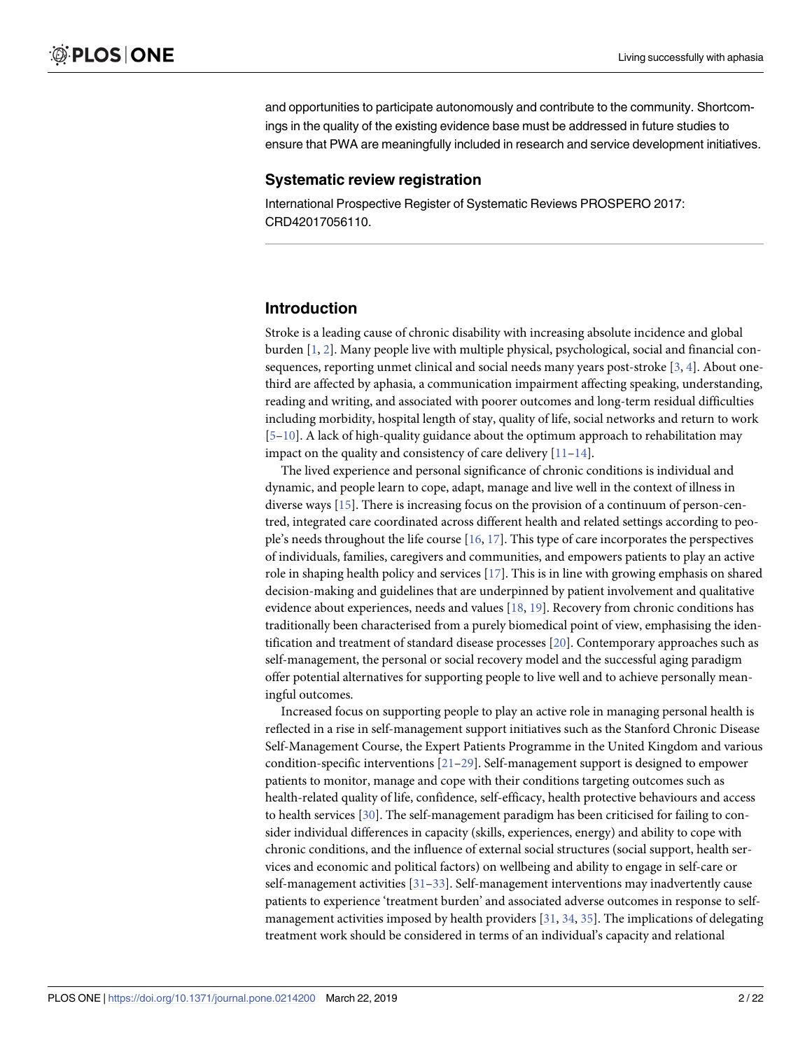and opportunities to participate autonomously and contribute to the community. Shortcomings in the quality of the existing evidence base must be addressed in future studies to ensure that PWA are meaningfully included in research and service development initiatives.

## Systematic review registration

International Prospective Register of Systematic Reviews PROSPERO 2017: CRD42017056110.

## Introduction

Stroke is a leading cause of chronic disability with increasing absolute incidence and global burden [1, 2]. Many people live with multiple physical, psychological, social and financial consequences, reporting unmet clinical and social needs many years post-stroke [3, 4]. About one-third are affected by aphasia, a communication impairment affecting speaking, understanding, reading and writing, and associated with poorer outcomes and long-term residual difficulties including morbidity, hospital length of stay, quality of life, social networks and return to work [5–10]. A lack of high-quality guidance about the optimum approach to rehabilitation may impact on the quality and consistency of care delivery [11–14].

The lived experience and personal significance of chronic conditions is individual and dynamic, and people learn to cope, adapt, manage and live well in the context of illness in diverse ways [15]. There is increasing focus on the provision of a continuum of person-centred, integrated care coordinated across different health and related settings according to people's needs throughout the life course [16, 17]. This type of care incorporates the perspectives of individuals, families, caregivers and communities, and empowers patients to play an active role in shaping health policy and services [17]. This is in line with growing emphasis on shared decision-making and guidelines that are underpinned by patient involvement and qualitative evidence about experiences, needs and values [18, 19]. Recovery from chronic conditions has traditionally been characterised from a purely biomedical point of view, emphasising the identification and treatment of standard disease processes [20]. Contemporary approaches such as self-management, the personal or social recovery model and the successful aging paradigm offer potential alternatives for supporting people to live well and to achieve personally meaningful outcomes.

Increased focus on supporting people to play an active role in managing personal health is reflected in a rise in self-management support initiatives such as the Stanford Chronic Disease Self-Management Course, the Expert Patients Programme in the United Kingdom and various condition-specific interventions [21–29]. Self-management support is designed to empower patients to monitor, manage and cope with their conditions targeting outcomes such as health-related quality of life, confidence, self-efficacy, health protective behaviours and access to health services [30]. The self-management paradigm has been criticised for failing to consider individual differences in capacity (skills, experiences, energy) and ability to cope with chronic conditions, and the influence of external social structures (social support, health services and economic and political factors) on wellbeing and ability to engage in self-care or self-management activities [31–33]. Self-management interventions may inadvertently cause patients to experience 'treatment burden' and associated adverse outcomes in response to self-management activities imposed by health providers [31, 34, 35]. The implications of delegating treatment work should be considered in terms of an individual's capacity and relational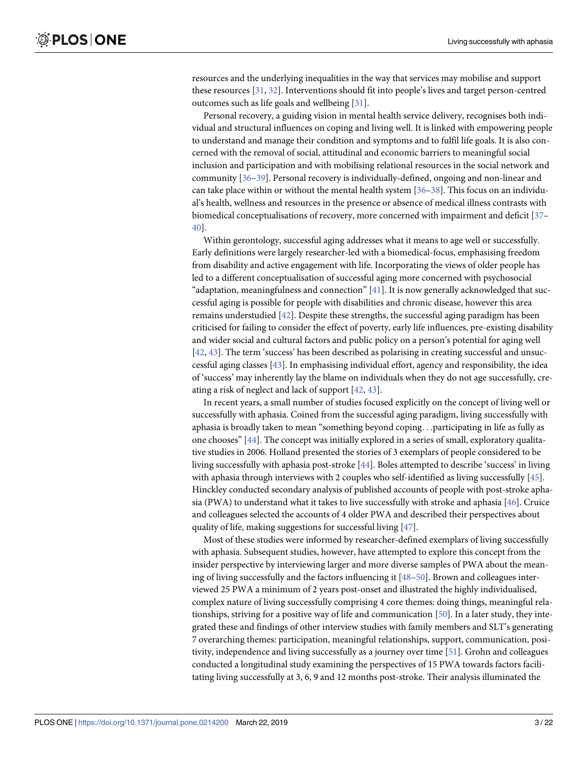resources and the underlying inequalities in the way that services may mobilise and support these resources [31, 32]. Interventions should fit into people's lives and target person-centred outcomes such as life goals and wellbeing [31].

Personal recovery, a guiding vision in mental health service delivery, recognises both individual and structural influences on coping and living well. It is linked with empowering people to understand and manage their condition and symptoms and to fulfil life goals. It is also concerned with the removal of social, attitudinal and economic barriers to meaningful social inclusion and participation and with mobilising relational resources in the social network and community [36–39]. Personal recovery is individually-defined, ongoing and non-linear and can take place within or without the mental health system [36–38]. This focus on an individual's health, wellness and resources in the presence or absence of medical illness contrasts with biomedical conceptualisations of recovery, more concerned with impairment and deficit [37–40].

Within gerontology, successful aging addresses what it means to age well or successfully. Early definitions were largely researcher-led with a biomedical-focus, emphasising freedom from disability and active engagement with life. Incorporating the views of older people has led to a different conceptualisation of successful aging more concerned with psychosocial "adaptation, meaningfulness and connection" [41]. It is now generally acknowledged that successful aging is possible for people with disabilities and chronic disease, however this area remains understudied [42]. Despite these strengths, the successful aging paradigm has been criticised for failing to consider the effect of poverty, early life influences, pre-existing disability and wider social and cultural factors and public policy on a person's potential for aging well [42, 43]. The term 'success' has been described as polarising in creating successful and unsuccessful aging classes [43]. In emphasising individual effort, agency and responsibility, the idea of 'success' may inherently lay the blame on individuals when they do not age successfully, creating a risk of neglect and lack of support [42, 43].

In recent years, a small number of studies focused explicitly on the concept of living well or successfully with aphasia. Coined from the successful aging paradigm, living successfully with aphasia is broadly taken to mean "something beyond coping. . .participating in life as fully as one chooses" [44]. The concept was initially explored in a series of small, exploratory qualitative studies in 2006. Holland presented the stories of 3 exemplars of people considered to be living successfully with aphasia post-stroke [44]. Boles attempted to describe 'success' in living with aphasia through interviews with 2 couples who self-identified as living successfully [45]. Hinckley conducted secondary analysis of published accounts of people with post-stroke aphasia (PWA) to understand what it takes to live successfully with stroke and aphasia [46]. Cruice and colleagues selected the accounts of 4 older PWA and described their perspectives about quality of life, making suggestions for successful living [47].

Most of these studies were informed by researcher-defined exemplars of living successfully with aphasia. Subsequent studies, however, have attempted to explore this concept from the insider perspective by interviewing larger and more diverse samples of PWA about the meaning of living successfully and the factors influencing it [48–50]. Brown and colleagues interviewed 25 PWA a minimum of 2 years post-onset and illustrated the highly individualised, complex nature of living successfully comprising 4 core themes: doing things, meaningful relationships, striving for a positive way of life and communication [50]. In a later study, they integrated these and findings of other interview studies with family members and SLT's generating 7 overarching themes: participation, meaningful relationships, support, communication, positivity, independence and living successfully as a journey over time [51]. Grohn and colleagues conducted a longitudinal study examining the perspectives of 15 PWA towards factors facilitating living successfully at 3, 6, 9 and 12 months post-stroke. Their analysis illuminated the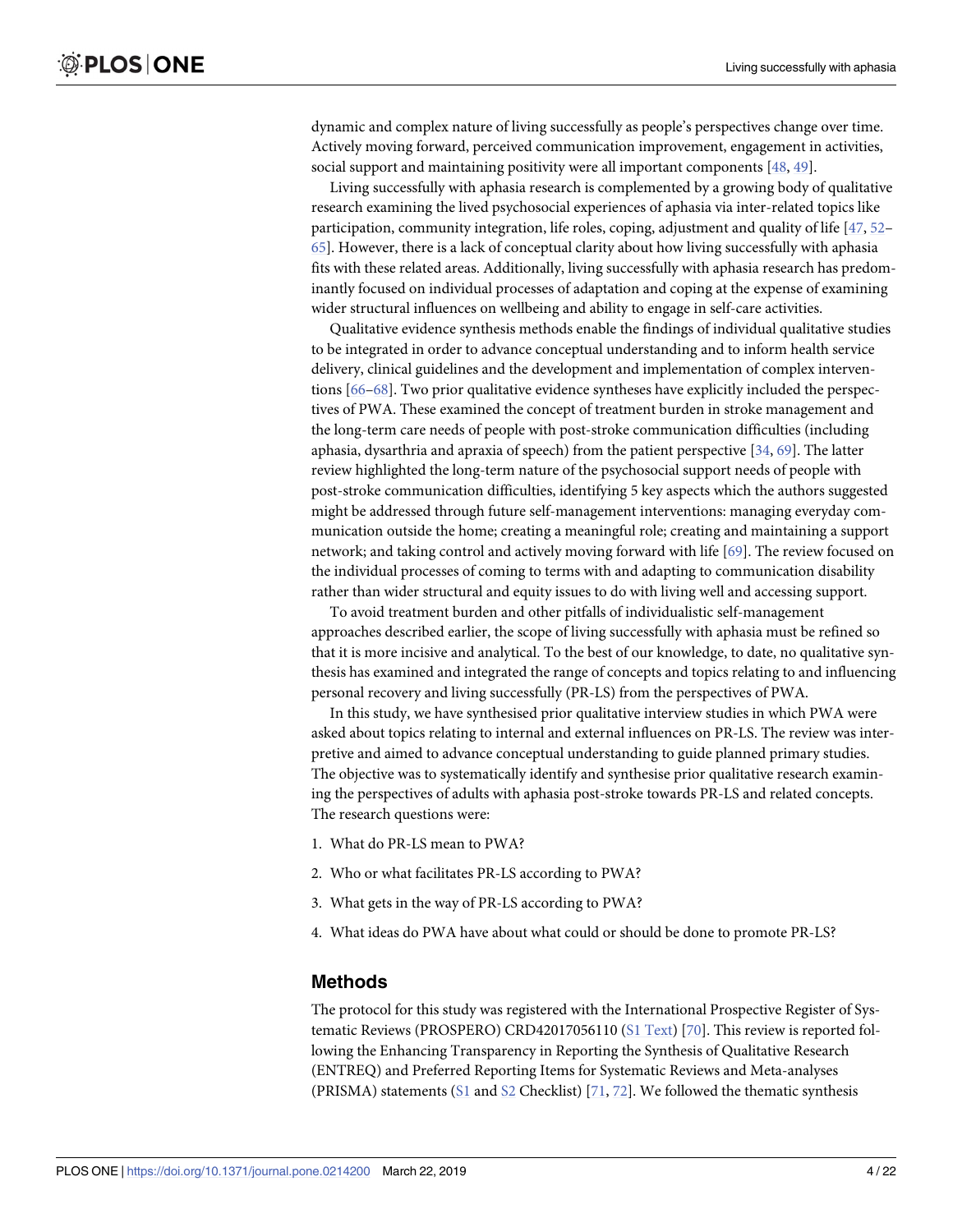dynamic and complex nature of living successfully as people's perspectives change over time. Actively moving forward, perceived communication improvement, engagement in activities, social support and maintaining positivity were all important components [48, 49].

Living successfully with aphasia research is complemented by a growing body of qualitative research examining the lived psychosocial experiences of aphasia via inter-related topics like participation, community integration, life roles, coping, adjustment and quality of life [47, 52–65]. However, there is a lack of conceptual clarity about how living successfully with aphasia fits with these related areas. Additionally, living successfully with aphasia research has predominantly focused on individual processes of adaptation and coping at the expense of examining wider structural influences on wellbeing and ability to engage in self-care activities.

Qualitative evidence synthesis methods enable the findings of individual qualitative studies to be integrated in order to advance conceptual understanding and to inform health service delivery, clinical guidelines and the development and implementation of complex interventions [66–68]. Two prior qualitative evidence syntheses have explicitly included the perspectives of PWA. These examined the concept of treatment burden in stroke management and the long-term care needs of people with post-stroke communication difficulties (including aphasia, dysarthria and apraxia of speech) from the patient perspective [34, 69]. The latter review highlighted the long-term nature of the psychosocial support needs of people with post-stroke communication difficulties, identifying 5 key aspects which the authors suggested might be addressed through future self-management interventions: managing everyday communication outside the home; creating a meaningful role; creating and maintaining a support network; and taking control and actively moving forward with life [69]. The review focused on the individual processes of coming to terms with and adapting to communication disability rather than wider structural and equity issues to do with living well and accessing support.

To avoid treatment burden and other pitfalls of individualistic self-management approaches described earlier, the scope of living successfully with aphasia must be refined so that it is more incisive and analytical. To the best of our knowledge, to date, no qualitative synthesis has examined and integrated the range of concepts and topics relating to and influencing personal recovery and living successfully (PR-LS) from the perspectives of PWA.

In this study, we have synthesised prior qualitative interview studies in which PWA were asked about topics relating to internal and external influences on PR-LS. The review was interpretive and aimed to advance conceptual understanding to guide planned primary studies. The objective was to systematically identify and synthesise prior qualitative research examining the perspectives of adults with aphasia post-stroke towards PR-LS and related concepts. The research questions were:

1. What do PR-LS mean to PWA?
2. Who or what facilitates PR-LS according to PWA?
3. What gets in the way of PR-LS according to PWA?
4. What ideas do PWA have about what could or should be done to promote PR-LS?

## Methods

The protocol for this study was registered with the International Prospective Register of Systematic Reviews (PROSPERO) CRD42017056110 (S1 Text) [70]. This review is reported following the Enhancing Transparency in Reporting the Synthesis of Qualitative Research (ENTREQ) and Preferred Reporting Items for Systematic Reviews and Meta-analyses (PRISMA) statements (S1 and S2 Checklist) [71, 72]. We followed the thematic synthesis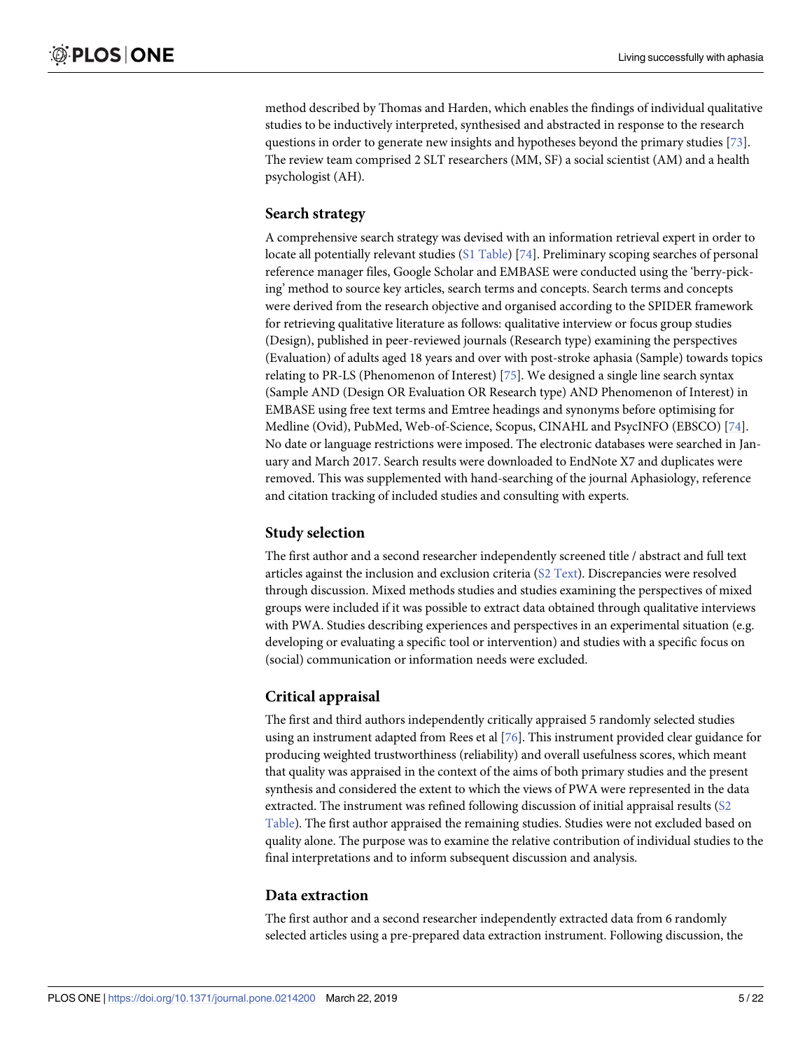method described by Thomas and Harden, which enables the findings of individual qualitative studies to be inductively interpreted, synthesised and abstracted in response to the research questions in order to generate new insights and hypotheses beyond the primary studies [73]. The review team comprised 2 SLT researchers (MM, SF) a social scientist (AM) and a health psychologist (AH).

## Search strategy

A comprehensive search strategy was devised with an information retrieval expert in order to locate all potentially relevant studies (S1 Table) [74]. Preliminary scoping searches of personal reference manager files, Google Scholar and EMBASE were conducted using the 'berry-picking' method to source key articles, search terms and concepts. Search terms and concepts were derived from the research objective and organised according to the SPIDER framework for retrieving qualitative literature as follows: qualitative interview or focus group studies (Design), published in peer-reviewed journals (Research type) examining the perspectives (Evaluation) of adults aged 18 years and over with post-stroke aphasia (Sample) towards topics relating to PR-LS (Phenomenon of Interest) [75]. We designed a single line search syntax (Sample AND (Design OR Evaluation OR Research type) AND Phenomenon of Interest) in EMBASE using free text terms and Emtree headings and synonyms before optimising for Medline (Ovid), PubMed, Web-of-Science, Scopus, CINAHL and PsycINFO (EBSCO) [74]. No date or language restrictions were imposed. The electronic databases were searched in January and March 2017. Search results were downloaded to EndNote X7 and duplicates were removed. This was supplemented with hand-searching of the journal Aphasiology, reference and citation tracking of included studies and consulting with experts.

## Study selection

The first author and a second researcher independently screened title / abstract and full text articles against the inclusion and exclusion criteria (S2 Text). Discrepancies were resolved through discussion. Mixed methods studies and studies examining the perspectives of mixed groups were included if it was possible to extract data obtained through qualitative interviews with PWA. Studies describing experiences and perspectives in an experimental situation (e.g. developing or evaluating a specific tool or intervention) and studies with a specific focus on (social) communication or information needs were excluded.

## Critical appraisal

The first and third authors independently critically appraised 5 randomly selected studies using an instrument adapted from Rees et al [76]. This instrument provided clear guidance for producing weighted trustworthiness (reliability) and overall usefulness scores, which meant that quality was appraised in the context of the aims of both primary studies and the present synthesis and considered the extent to which the views of PWA were represented in the data extracted. The instrument was refined following discussion of initial appraisal results (S2 Table). The first author appraised the remaining studies. Studies were not excluded based on quality alone. The purpose was to examine the relative contribution of individual studies to the final interpretations and to inform subsequent discussion and analysis.

## Data extraction

The first author and a second researcher independently extracted data from 6 randomly selected articles using a pre-prepared data extraction instrument. Following discussion, the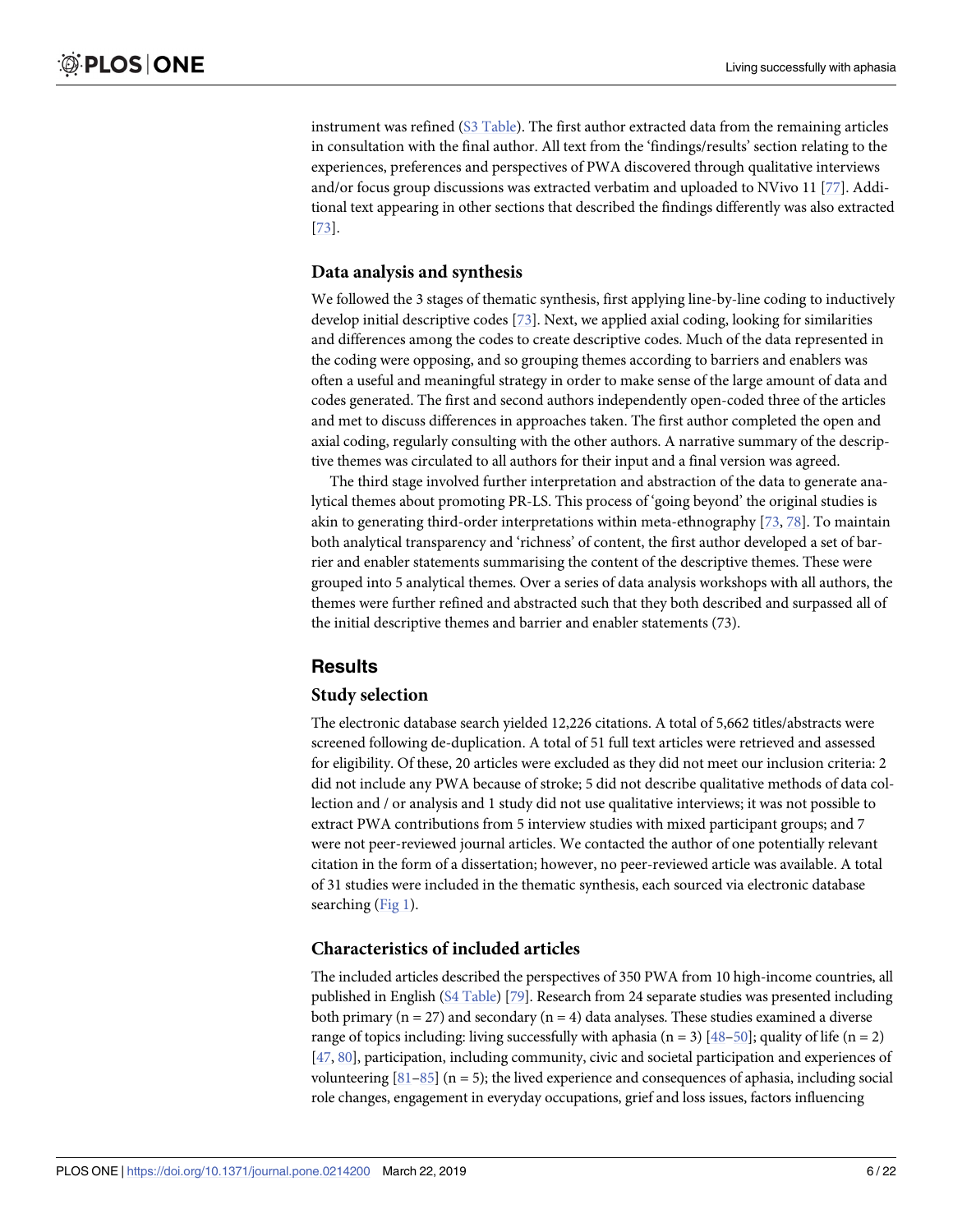instrument was refined (S3 Table). The first author extracted data from the remaining articles in consultation with the final author. All text from the 'findings/results' section relating to the experiences, preferences and perspectives of PWA discovered through qualitative interviews and/or focus group discussions was extracted verbatim and uploaded to NVivo 11 [77]. Additional text appearing in other sections that described the findings differently was also extracted [73].

### Data analysis and synthesis

We followed the 3 stages of thematic synthesis, first applying line-by-line coding to inductively develop initial descriptive codes [73]. Next, we applied axial coding, looking for similarities and differences among the codes to create descriptive codes. Much of the data represented in the coding were opposing, and so grouping themes according to barriers and enablers was often a useful and meaningful strategy in order to make sense of the large amount of data and codes generated. The first and second authors independently open-coded three of the articles and met to discuss differences in approaches taken. The first author completed the open and axial coding, regularly consulting with the other authors. A narrative summary of the descriptive themes was circulated to all authors for their input and a final version was agreed.

The third stage involved further interpretation and abstraction of the data to generate analytical themes about promoting PR-LS. This process of 'going beyond' the original studies is akin to generating third-order interpretations within meta-ethnography [73, 78]. To maintain both analytical transparency and 'richness' of content, the first author developed a set of barrier and enabler statements summarising the content of the descriptive themes. These were grouped into 5 analytical themes. Over a series of data analysis workshops with all authors, the themes were further refined and abstracted such that they both described and surpassed all of the initial descriptive themes and barrier and enabler statements (73).

## Results

### Study selection

The electronic database search yielded 12,226 citations. A total of 5,662 titles/abstracts were screened following de-duplication. A total of 51 full text articles were retrieved and assessed for eligibility. Of these, 20 articles were excluded as they did not meet our inclusion criteria: 2 did not include any PWA because of stroke; 5 did not describe qualitative methods of data collection and / or analysis and 1 study did not use qualitative interviews; it was not possible to extract PWA contributions from 5 interview studies with mixed participant groups; and 7 were not peer-reviewed journal articles. We contacted the author of one potentially relevant citation in the form of a dissertation; however, no peer-reviewed article was available. A total of 31 studies were included in the thematic synthesis, each sourced via electronic database searching (Fig 1).

### Characteristics of included articles

The included articles described the perspectives of 350 PWA from 10 high-income countries, all published in English (S4 Table) [79]. Research from 24 separate studies was presented including both primary (n = 27) and secondary (n = 4) data analyses. These studies examined a diverse range of topics including: living successfully with aphasia (n = 3) [48–50]; quality of life (n = 2) [47, 80], participation, including community, civic and societal participation and experiences of volunteering [81–85] (n = 5); the lived experience and consequences of aphasia, including social role changes, engagement in everyday occupations, grief and loss issues, factors influencing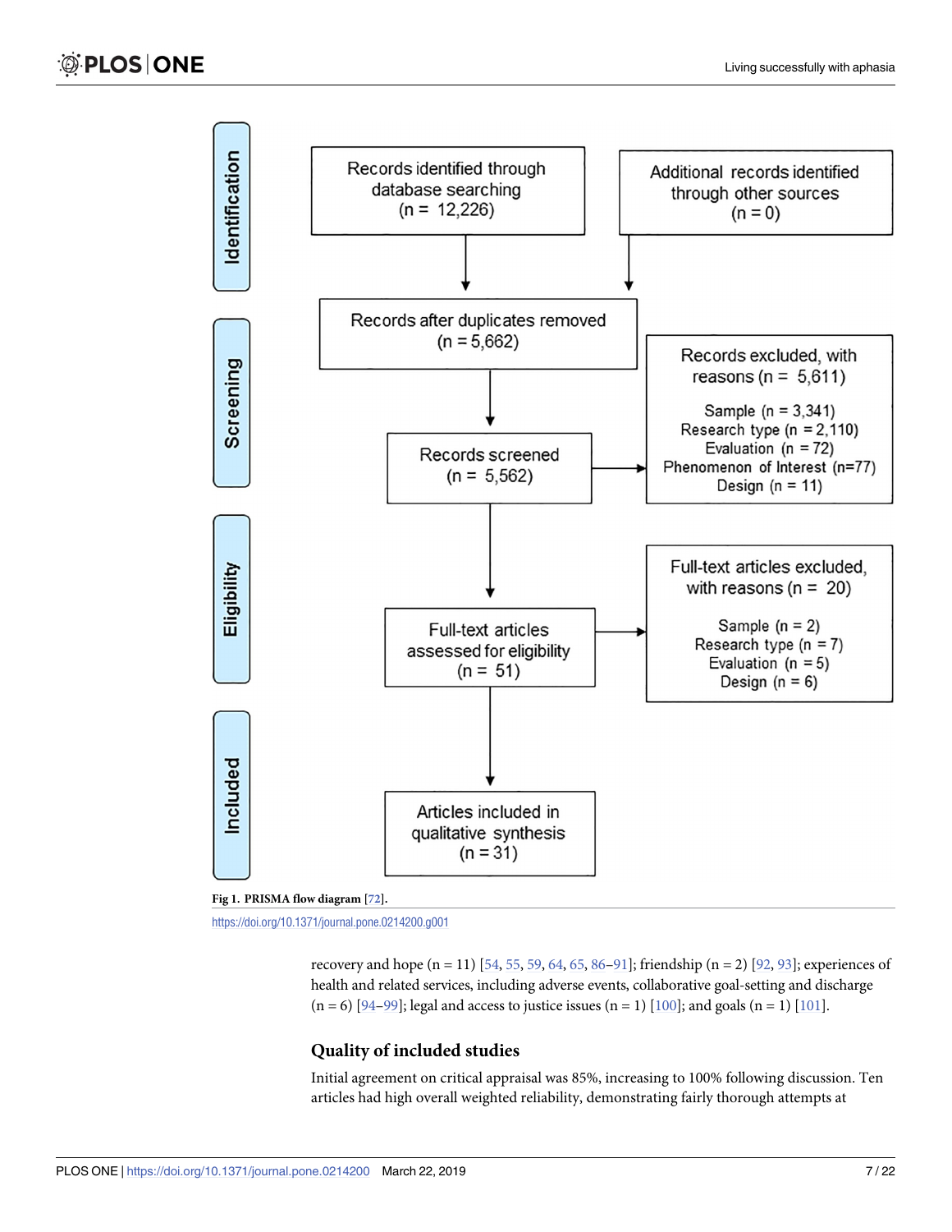Identification

Records identified through database searching (n = 12,226)

Additional records identified through other sources (n = 0)

Screening

Records after duplicates removed (n = 5,662)

Records screened (n = 5,562)

Records excluded, with reasons (n = 5,611)

Sample (n = 3,341)
Research type (n = 2,110)
Evaluation (n = 72)
Phenomenon of Interest (n=77)
Design (n = 11)

Eligibility

Full-text articles assessed for eligibility (n = 51)

Full-text articles excluded, with reasons (n = 20)

Sample (n = 2)
Research type (n = 7)
Evaluation (n = 5)
Design (n = 6)

Included

Articles included in qualitative synthesis (n = 31)

**Fig 1. PRISMA flow diagram** [72].

https://doi.org/10.1371/journal.pone.0214200.g001

recovery and hope (n = 11) [54, 55, 59, 64, 65, 86–91]; friendship (n = 2) [92, 93]; experiences of health and related services, including adverse events, collaborative goal-setting and discharge (n = 6) [94–99]; legal and access to justice issues (n = 1) [100]; and goals (n = 1) [101].

### Quality of included studies

Initial agreement on critical appraisal was 85%, increasing to 100% following discussion. Ten articles had high overall weighted reliability, demonstrating fairly thorough attempts at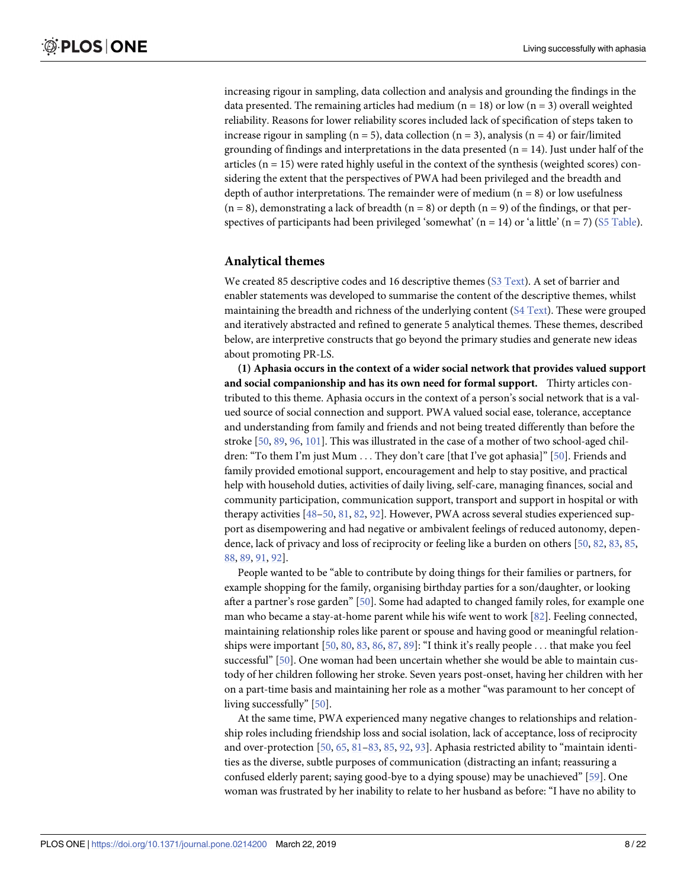increasing rigour in sampling, data collection and analysis and grounding the findings in the data presented. The remaining articles had medium (n = 18) or low (n = 3) overall weighted reliability. Reasons for lower reliability scores included lack of specification of steps taken to increase rigour in sampling (n = 5), data collection (n = 3), analysis (n = 4) or fair/limited grounding of findings and interpretations in the data presented (n = 14). Just under half of the articles (n = 15) were rated highly useful in the context of the synthesis (weighted scores) considering the extent that the perspectives of PWA had been privileged and the breadth and depth of author interpretations. The remainder were of medium (n = 8) or low usefulness (n = 8), demonstrating a lack of breadth (n = 8) or depth (n = 9) of the findings, or that perspectives of participants had been privileged 'somewhat' (n = 14) or 'a little' (n = 7) (S5 Table).

## Analytical themes

We created 85 descriptive codes and 16 descriptive themes (S3 Text). A set of barrier and enabler statements was developed to summarise the content of the descriptive themes, whilst maintaining the breadth and richness of the underlying content (S4 Text). These were grouped and iteratively abstracted and refined to generate 5 analytical themes. These themes, described below, are interpretive constructs that go beyond the primary studies and generate new ideas about promoting PR-LS.

**(1) Aphasia occurs in the context of a wider social network that provides valued support and social companionship and has its own need for formal support.** Thirty articles contributed to this theme. Aphasia occurs in the context of a person's social network that is a valued source of social connection and support. PWA valued social ease, tolerance, acceptance and understanding from family and friends and not being treated differently than before the stroke [50, 89, 96, 101]. This was illustrated in the case of a mother of two school-aged children: "To them I'm just Mum . . . They don't care [that I've got aphasia]" [50]. Friends and family provided emotional support, encouragement and help to stay positive, and practical help with household duties, activities of daily living, self-care, managing finances, social and community participation, communication support, transport and support in hospital or with therapy activities [48–50, 81, 82, 92]. However, PWA across several studies experienced support as disempowering and had negative or ambivalent feelings of reduced autonomy, dependence, lack of privacy and loss of reciprocity or feeling like a burden on others [50, 82, 83, 85, 88, 89, 91, 92].

People wanted to be "able to contribute by doing things for their families or partners, for example shopping for the family, organising birthday parties for a son/daughter, or looking after a partner's rose garden" [50]. Some had adapted to changed family roles, for example one man who became a stay-at-home parent while his wife went to work [82]. Feeling connected, maintaining relationship roles like parent or spouse and having good or meaningful relationships were important [50, 80, 83, 86, 87, 89]: "I think it's really people . . . that make you feel successful" [50]. One woman had been uncertain whether she would be able to maintain custody of her children following her stroke. Seven years post-onset, having her children with her on a part-time basis and maintaining her role as a mother "was paramount to her concept of living successfully" [50].

At the same time, PWA experienced many negative changes to relationships and relationship roles including friendship loss and social isolation, lack of acceptance, loss of reciprocity and over-protection [50, 65, 81–83, 85, 92, 93]. Aphasia restricted ability to "maintain identities as the diverse, subtle purposes of communication (distracting an infant; reassuring a confused elderly parent; saying good-bye to a dying spouse) may be unachieved" [59]. One woman was frustrated by her inability to relate to her husband as before: "I have no ability to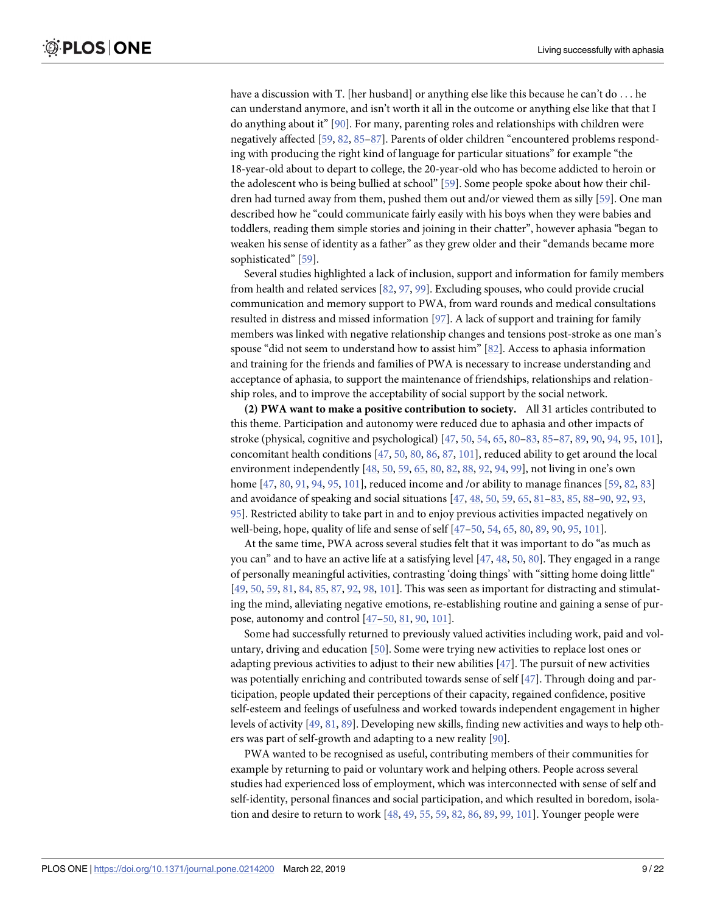have a discussion with T. [her husband] or anything else like this because he can't do . . . he can understand anymore, and isn't worth it all in the outcome or anything else like that that I do anything about it" [90]. For many, parenting roles and relationships with children were negatively affected [59, 82, 85–87]. Parents of older children "encountered problems responding with producing the right kind of language for particular situations" for example "the 18-year-old about to depart to college, the 20-year-old who has become addicted to heroin or the adolescent who is being bullied at school" [59]. Some people spoke about how their children had turned away from them, pushed them out and/or viewed them as silly [59]. One man described how he "could communicate fairly easily with his boys when they were babies and toddlers, reading them simple stories and joining in their chatter", however aphasia "began to weaken his sense of identity as a father" as they grew older and their "demands became more sophisticated" [59].

Several studies highlighted a lack of inclusion, support and information for family members from health and related services [82, 97, 99]. Excluding spouses, who could provide crucial communication and memory support to PWA, from ward rounds and medical consultations resulted in distress and missed information [97]. A lack of support and training for family members was linked with negative relationship changes and tensions post-stroke as one man's spouse "did not seem to understand how to assist him" [82]. Access to aphasia information and training for the friends and families of PWA is necessary to increase understanding and acceptance of aphasia, to support the maintenance of friendships, relationships and relationship roles, and to improve the acceptability of social support by the social network.

**(2) PWA want to make a positive contribution to society.** All 31 articles contributed to this theme. Participation and autonomy were reduced due to aphasia and other impacts of stroke (physical, cognitive and psychological) [47, 50, 54, 65, 80–83, 85–87, 89, 90, 94, 95, 101], concomitant health conditions [47, 50, 80, 86, 87, 101], reduced ability to get around the local environment independently [48, 50, 59, 65, 80, 82, 88, 92, 94, 99], not living in one's own home [47, 80, 91, 94, 95, 101], reduced income and /or ability to manage finances [59, 82, 83] and avoidance of speaking and social situations [47, 48, 50, 59, 65, 81–83, 85, 88–90, 92, 93, 95]. Restricted ability to take part in and to enjoy previous activities impacted negatively on well-being, hope, quality of life and sense of self [47–50, 54, 65, 80, 89, 90, 95, 101].

At the same time, PWA across several studies felt that it was important to do "as much as you can" and to have an active life at a satisfying level [47, 48, 50, 80]. They engaged in a range of personally meaningful activities, contrasting 'doing things' with "sitting home doing little" [49, 50, 59, 81, 84, 85, 87, 92, 98, 101]. This was seen as important for distracting and stimulating the mind, alleviating negative emotions, re-establishing routine and gaining a sense of purpose, autonomy and control [47–50, 81, 90, 101].

Some had successfully returned to previously valued activities including work, paid and voluntary, driving and education [50]. Some were trying new activities to replace lost ones or adapting previous activities to adjust to their new abilities [47]. The pursuit of new activities was potentially enriching and contributed towards sense of self [47]. Through doing and participation, people updated their perceptions of their capacity, regained confidence, positive self-esteem and feelings of usefulness and worked towards independent engagement in higher levels of activity [49, 81, 89]. Developing new skills, finding new activities and ways to help others was part of self-growth and adapting to a new reality [90].

PWA wanted to be recognised as useful, contributing members of their communities for example by returning to paid or voluntary work and helping others. People across several studies had experienced loss of employment, which was interconnected with sense of self and self-identity, personal finances and social participation, and which resulted in boredom, isolation and desire to return to work [48, 49, 55, 59, 82, 86, 89, 99, 101]. Younger people were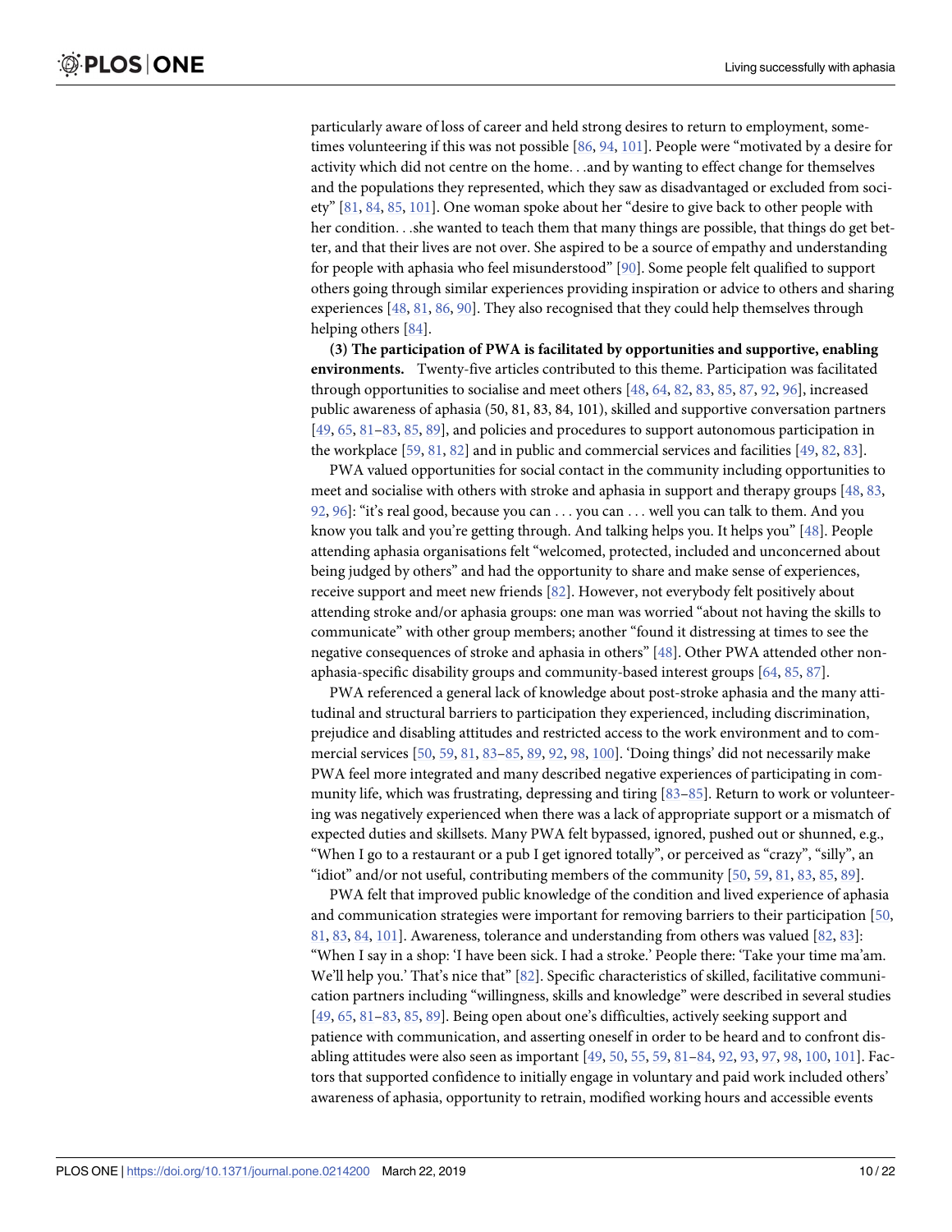particularly aware of loss of career and held strong desires to return to employment, sometimes volunteering if this was not possible [86, 94, 101]. People were "motivated by a desire for activity which did not centre on the home. . .and by wanting to effect change for themselves and the populations they represented, which they saw as disadvantaged or excluded from society" [81, 84, 85, 101]. One woman spoke about her "desire to give back to other people with her condition. . .she wanted to teach them that many things are possible, that things do get better, and that their lives are not over. She aspired to be a source of empathy and understanding for people with aphasia who feel misunderstood" [90]. Some people felt qualified to support others going through similar experiences providing inspiration or advice to others and sharing experiences [48, 81, 86, 90]. They also recognised that they could help themselves through helping others [84].

**(3) The participation of PWA is facilitated by opportunities and supportive, enabling environments.** Twenty-five articles contributed to this theme. Participation was facilitated through opportunities to socialise and meet others [48, 64, 82, 83, 85, 87, 92, 96], increased public awareness of aphasia (50, 81, 83, 84, 101), skilled and supportive conversation partners [49, 65, 81–83, 85, 89], and policies and procedures to support autonomous participation in the workplace [59, 81, 82] and in public and commercial services and facilities [49, 82, 83].

PWA valued opportunities for social contact in the community including opportunities to meet and socialise with others with stroke and aphasia in support and therapy groups [48, 83, 92, 96]: "it's real good, because you can . . . you can . . . well you can talk to them. And you know you talk and you're getting through. And talking helps you. It helps you" [48]. People attending aphasia organisations felt "welcomed, protected, included and unconcerned about being judged by others" and had the opportunity to share and make sense of experiences, receive support and meet new friends [82]. However, not everybody felt positively about attending stroke and/or aphasia groups: one man was worried "about not having the skills to communicate" with other group members; another "found it distressing at times to see the negative consequences of stroke and aphasia in others" [48]. Other PWA attended other non-aphasia-specific disability groups and community-based interest groups [64, 85, 87].

PWA referenced a general lack of knowledge about post-stroke aphasia and the many attitudinal and structural barriers to participation they experienced, including discrimination, prejudice and disabling attitudes and restricted access to the work environment and to commercial services [50, 59, 81, 83–85, 89, 92, 98, 100]. 'Doing things' did not necessarily make PWA feel more integrated and many described negative experiences of participating in community life, which was frustrating, depressing and tiring [83–85]. Return to work or volunteering was negatively experienced when there was a lack of appropriate support or a mismatch of expected duties and skillsets. Many PWA felt bypassed, ignored, pushed out or shunned, e.g., "When I go to a restaurant or a pub I get ignored totally", or perceived as "crazy", "silly", an "idiot" and/or not useful, contributing members of the community [50, 59, 81, 83, 85, 89].

PWA felt that improved public knowledge of the condition and lived experience of aphasia and communication strategies were important for removing barriers to their participation [50, 81, 83, 84, 101]. Awareness, tolerance and understanding from others was valued [82, 83]: "When I say in a shop: 'I have been sick. I had a stroke.' People there: 'Take your time ma'am. We'll help you.' That's nice that" [82]. Specific characteristics of skilled, facilitative communication partners including "willingness, skills and knowledge" were described in several studies [49, 65, 81–83, 85, 89]. Being open about one's difficulties, actively seeking support and patience with communication, and asserting oneself in order to be heard and to confront disabling attitudes were also seen as important [49, 50, 55, 59, 81–84, 92, 93, 97, 98, 100, 101]. Factors that supported confidence to initially engage in voluntary and paid work included others' awareness of aphasia, opportunity to retrain, modified working hours and accessible events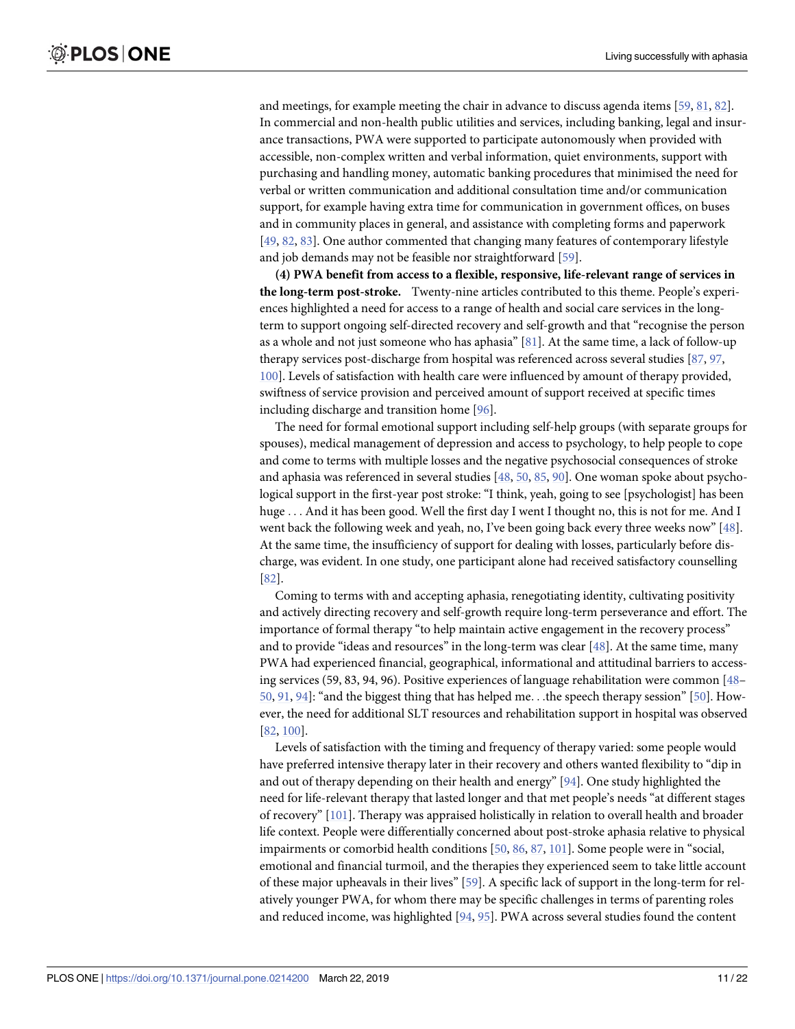and meetings, for example meeting the chair in advance to discuss agenda items [59, 81, 82]. In commercial and non-health public utilities and services, including banking, legal and insurance transactions, PWA were supported to participate autonomously when provided with accessible, non-complex written and verbal information, quiet environments, support with purchasing and handling money, automatic banking procedures that minimised the need for verbal or written communication and additional consultation time and/or communication support, for example having extra time for communication in government offices, on buses and in community places in general, and assistance with completing forms and paperwork [49, 82, 83]. One author commented that changing many features of contemporary lifestyle and job demands may not be feasible nor straightforward [59].

**(4) PWA benefit from access to a flexible, responsive, life-relevant range of services in the long-term post-stroke.** Twenty-nine articles contributed to this theme. People's experiences highlighted a need for access to a range of health and social care services in the long-term to support ongoing self-directed recovery and self-growth and that "recognise the person as a whole and not just someone who has aphasia" [81]. At the same time, a lack of follow-up therapy services post-discharge from hospital was referenced across several studies [87, 97, 100]. Levels of satisfaction with health care were influenced by amount of therapy provided, swiftness of service provision and perceived amount of support received at specific times including discharge and transition home [96].

The need for formal emotional support including self-help groups (with separate groups for spouses), medical management of depression and access to psychology, to help people to cope and come to terms with multiple losses and the negative psychosocial consequences of stroke and aphasia was referenced in several studies [48, 50, 85, 90]. One woman spoke about psychological support in the first-year post stroke: "I think, yeah, going to see [psychologist] has been huge . . . And it has been good. Well the first day I went I thought no, this is not for me. And I went back the following week and yeah, no, I've been going back every three weeks now" [48]. At the same time, the insufficiency of support for dealing with losses, particularly before discharge, was evident. In one study, one participant alone had received satisfactory counselling [82].

Coming to terms with and accepting aphasia, renegotiating identity, cultivating positivity and actively directing recovery and self-growth require long-term perseverance and effort. The importance of formal therapy "to help maintain active engagement in the recovery process" and to provide "ideas and resources" in the long-term was clear [48]. At the same time, many PWA had experienced financial, geographical, informational and attitudinal barriers to accessing services (59, 83, 94, 96). Positive experiences of language rehabilitation were common [48–50, 91, 94]: "and the biggest thing that has helped me. . .the speech therapy session" [50]. However, the need for additional SLT resources and rehabilitation support in hospital was observed [82, 100].

Levels of satisfaction with the timing and frequency of therapy varied: some people would have preferred intensive therapy later in their recovery and others wanted flexibility to "dip in and out of therapy depending on their health and energy" [94]. One study highlighted the need for life-relevant therapy that lasted longer and that met people's needs "at different stages of recovery" [101]. Therapy was appraised holistically in relation to overall health and broader life context. People were differentially concerned about post-stroke aphasia relative to physical impairments or comorbid health conditions [50, 86, 87, 101]. Some people were in "social, emotional and financial turmoil, and the therapies they experienced seem to take little account of these major upheavals in their lives" [59]. A specific lack of support in the long-term for relatively younger PWA, for whom there may be specific challenges in terms of parenting roles and reduced income, was highlighted [94, 95]. PWA across several studies found the content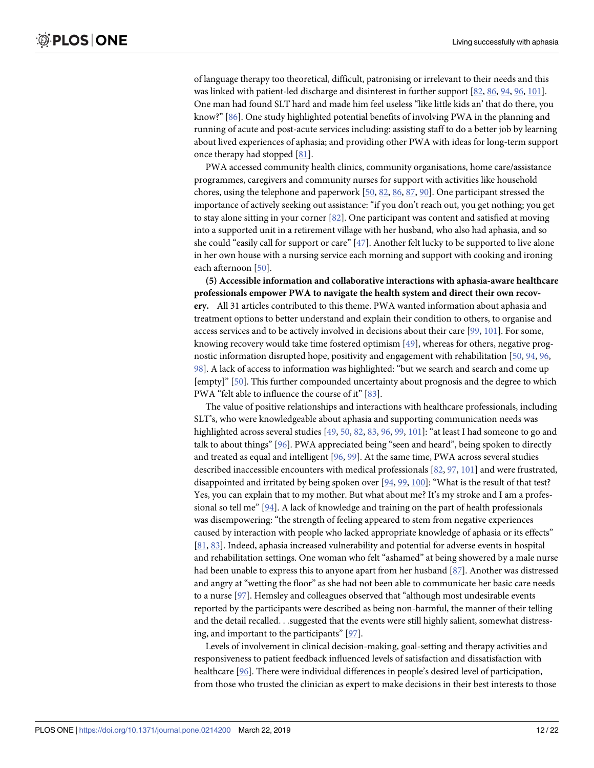of language therapy too theoretical, difficult, patronising or irrelevant to their needs and this was linked with patient-led discharge and disinterest in further support [82, 86, 94, 96, 101]. One man had found SLT hard and made him feel useless "like little kids an' that do there, you know?" [86]. One study highlighted potential benefits of involving PWA in the planning and running of acute and post-acute services including: assisting staff to do a better job by learning about lived experiences of aphasia; and providing other PWA with ideas for long-term support once therapy had stopped [81].

PWA accessed community health clinics, community organisations, home care/assistance programmes, caregivers and community nurses for support with activities like household chores, using the telephone and paperwork [50, 82, 86, 87, 90]. One participant stressed the importance of actively seeking out assistance: "if you don't reach out, you get nothing; you get to stay alone sitting in your corner [82]. One participant was content and satisfied at moving into a supported unit in a retirement village with her husband, who also had aphasia, and so she could "easily call for support or care" [47]. Another felt lucky to be supported to live alone in her own house with a nursing service each morning and support with cooking and ironing each afternoon [50].

**(5) Accessible information and collaborative interactions with aphasia-aware healthcare professionals empower PWA to navigate the health system and direct their own recovery.** All 31 articles contributed to this theme. PWA wanted information about aphasia and treatment options to better understand and explain their condition to others, to organise and access services and to be actively involved in decisions about their care [99, 101]. For some, knowing recovery would take time fostered optimism [49], whereas for others, negative prognostic information disrupted hope, positivity and engagement with rehabilitation [50, 94, 96, 98]. A lack of access to information was highlighted: "but we search and search and come up [empty]" [50]. This further compounded uncertainty about prognosis and the degree to which PWA "felt able to influence the course of it" [83].

The value of positive relationships and interactions with healthcare professionals, including SLT's, who were knowledgeable about aphasia and supporting communication needs was highlighted across several studies [49, 50, 82, 83, 96, 99, 101]: "at least I had someone to go and talk to about things" [96]. PWA appreciated being "seen and heard", being spoken to directly and treated as equal and intelligent [96, 99]. At the same time, PWA across several studies described inaccessible encounters with medical professionals [82, 97, 101] and were frustrated, disappointed and irritated by being spoken over [94, 99, 100]: "What is the result of that test? Yes, you can explain that to my mother. But what about me? It's my stroke and I am a professional so tell me" [94]. A lack of knowledge and training on the part of health professionals was disempowering: "the strength of feeling appeared to stem from negative experiences caused by interaction with people who lacked appropriate knowledge of aphasia or its effects" [81, 83]. Indeed, aphasia increased vulnerability and potential for adverse events in hospital and rehabilitation settings. One woman who felt "ashamed" at being showered by a male nurse had been unable to express this to anyone apart from her husband [87]. Another was distressed and angry at "wetting the floor" as she had not been able to communicate her basic care needs to a nurse [97]. Hemsley and colleagues observed that "although most undesirable events reported by the participants were described as being non-harmful, the manner of their telling and the detail recalled. . .suggested that the events were still highly salient, somewhat distressing, and important to the participants" [97].

Levels of involvement in clinical decision-making, goal-setting and therapy activities and responsiveness to patient feedback influenced levels of satisfaction and dissatisfaction with healthcare [96]. There were individual differences in people's desired level of participation, from those who trusted the clinician as expert to make decisions in their best interests to those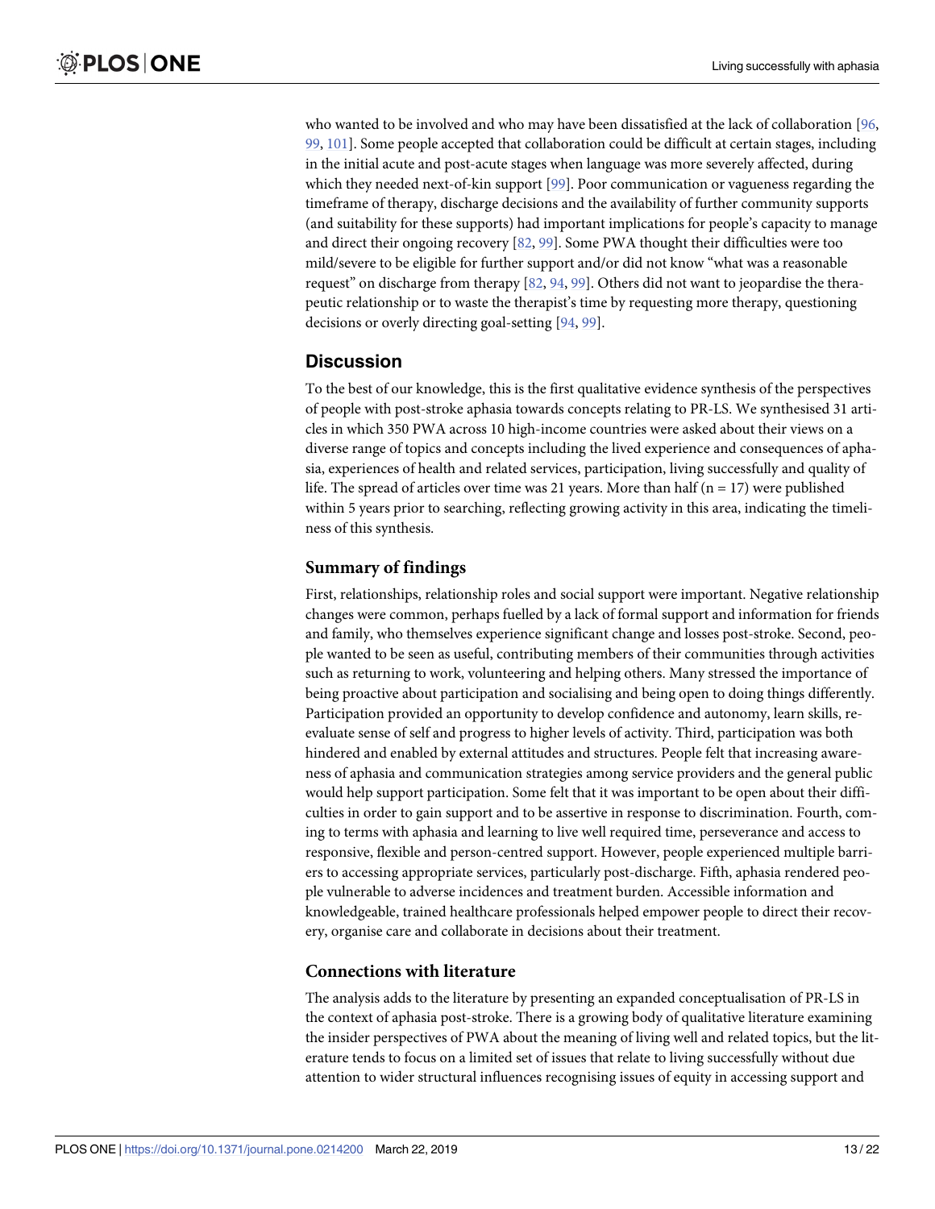who wanted to be involved and who may have been dissatisfied at the lack of collaboration [96, 99, 101]. Some people accepted that collaboration could be difficult at certain stages, including in the initial acute and post-acute stages when language was more severely affected, during which they needed next-of-kin support [99]. Poor communication or vagueness regarding the timeframe of therapy, discharge decisions and the availability of further community supports (and suitability for these supports) had important implications for people's capacity to manage and direct their ongoing recovery [82, 99]. Some PWA thought their difficulties were too mild/severe to be eligible for further support and/or did not know "what was a reasonable request" on discharge from therapy [82, 94, 99]. Others did not want to jeopardise the therapeutic relationship or to waste the therapist's time by requesting more therapy, questioning decisions or overly directing goal-setting [94, 99].

## Discussion

To the best of our knowledge, this is the first qualitative evidence synthesis of the perspectives of people with post-stroke aphasia towards concepts relating to PR-LS. We synthesised 31 articles in which 350 PWA across 10 high-income countries were asked about their views on a diverse range of topics and concepts including the lived experience and consequences of aphasia, experiences of health and related services, participation, living successfully and quality of life. The spread of articles over time was 21 years. More than half (n = 17) were published within 5 years prior to searching, reflecting growing activity in this area, indicating the timeliness of this synthesis.

### Summary of findings

First, relationships, relationship roles and social support were important. Negative relationship changes were common, perhaps fuelled by a lack of formal support and information for friends and family, who themselves experience significant change and losses post-stroke. Second, people wanted to be seen as useful, contributing members of their communities through activities such as returning to work, volunteering and helping others. Many stressed the importance of being proactive about participation and socialising and being open to doing things differently. Participation provided an opportunity to develop confidence and autonomy, learn skills, re-evaluate sense of self and progress to higher levels of activity. Third, participation was both hindered and enabled by external attitudes and structures. People felt that increasing awareness of aphasia and communication strategies among service providers and the general public would help support participation. Some felt that it was important to be open about their difficulties in order to gain support and to be assertive in response to discrimination. Fourth, coming to terms with aphasia and learning to live well required time, perseverance and access to responsive, flexible and person-centred support. However, people experienced multiple barriers to accessing appropriate services, particularly post-discharge. Fifth, aphasia rendered people vulnerable to adverse incidences and treatment burden. Accessible information and knowledgeable, trained healthcare professionals helped empower people to direct their recovery, organise care and collaborate in decisions about their treatment.

### Connections with literature

The analysis adds to the literature by presenting an expanded conceptualisation of PR-LS in the context of aphasia post-stroke. There is a growing body of qualitative literature examining the insider perspectives of PWA about the meaning of living well and related topics, but the literature tends to focus on a limited set of issues that relate to living successfully without due attention to wider structural influences recognising issues of equity in accessing support and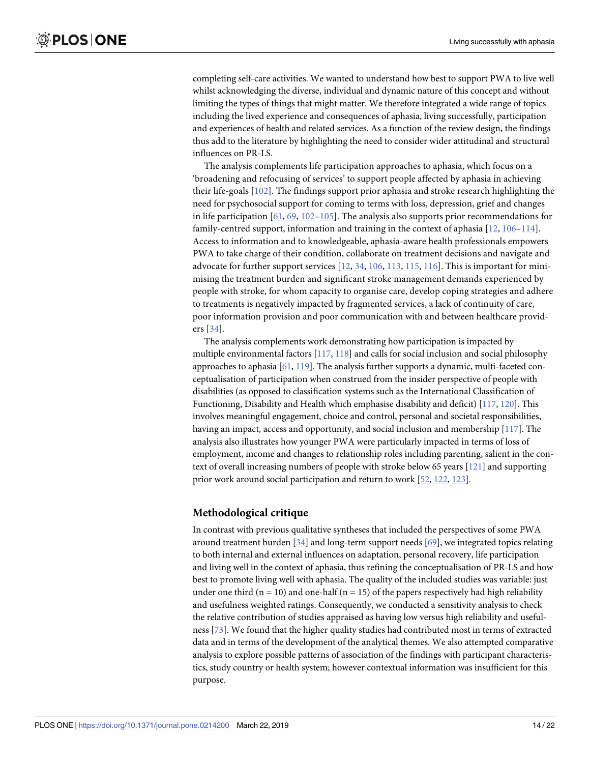completing self-care activities. We wanted to understand how best to support PWA to live well whilst acknowledging the diverse, individual and dynamic nature of this concept and without limiting the types of things that might matter. We therefore integrated a wide range of topics including the lived experience and consequences of aphasia, living successfully, participation and experiences of health and related services. As a function of the review design, the findings thus add to the literature by highlighting the need to consider wider attitudinal and structural influences on PR-LS.

The analysis complements life participation approaches to aphasia, which focus on a 'broadening and refocusing of services' to support people affected by aphasia in achieving their life-goals [102]. The findings support prior aphasia and stroke research highlighting the need for psychosocial support for coming to terms with loss, depression, grief and changes in life participation [61, 69, 102–105]. The analysis also supports prior recommendations for family-centred support, information and training in the context of aphasia [12, 106–114]. Access to information and to knowledgeable, aphasia-aware health professionals empowers PWA to take charge of their condition, collaborate on treatment decisions and navigate and advocate for further support services [12, 34, 106, 113, 115, 116]. This is important for minimising the treatment burden and significant stroke management demands experienced by people with stroke, for whom capacity to organise care, develop coping strategies and adhere to treatments is negatively impacted by fragmented services, a lack of continuity of care, poor information provision and poor communication with and between healthcare providers [34].

The analysis complements work demonstrating how participation is impacted by multiple environmental factors [117, 118] and calls for social inclusion and social philosophy approaches to aphasia [61, 119]. The analysis further supports a dynamic, multi-faceted conceptualisation of participation when construed from the insider perspective of people with disabilities (as opposed to classification systems such as the International Classification of Functioning, Disability and Health which emphasise disability and deficit) [117, 120]. This involves meaningful engagement, choice and control, personal and societal responsibilities, having an impact, access and opportunity, and social inclusion and membership [117]. The analysis also illustrates how younger PWA were particularly impacted in terms of loss of employment, income and changes to relationship roles including parenting, salient in the context of overall increasing numbers of people with stroke below 65 years [121] and supporting prior work around social participation and return to work [52, 122, 123].

## Methodological critique

In contrast with previous qualitative syntheses that included the perspectives of some PWA around treatment burden [34] and long-term support needs [69], we integrated topics relating to both internal and external influences on adaptation, personal recovery, life participation and living well in the context of aphasia, thus refining the conceptualisation of PR-LS and how best to promote living well with aphasia. The quality of the included studies was variable: just under one third (n = 10) and one-half (n = 15) of the papers respectively had high reliability and usefulness weighted ratings. Consequently, we conducted a sensitivity analysis to check the relative contribution of studies appraised as having low versus high reliability and usefulness [73]. We found that the higher quality studies had contributed most in terms of extracted data and in terms of the development of the analytical themes. We also attempted comparative analysis to explore possible patterns of association of the findings with participant characteristics, study country or health system; however contextual information was insufficient for this purpose.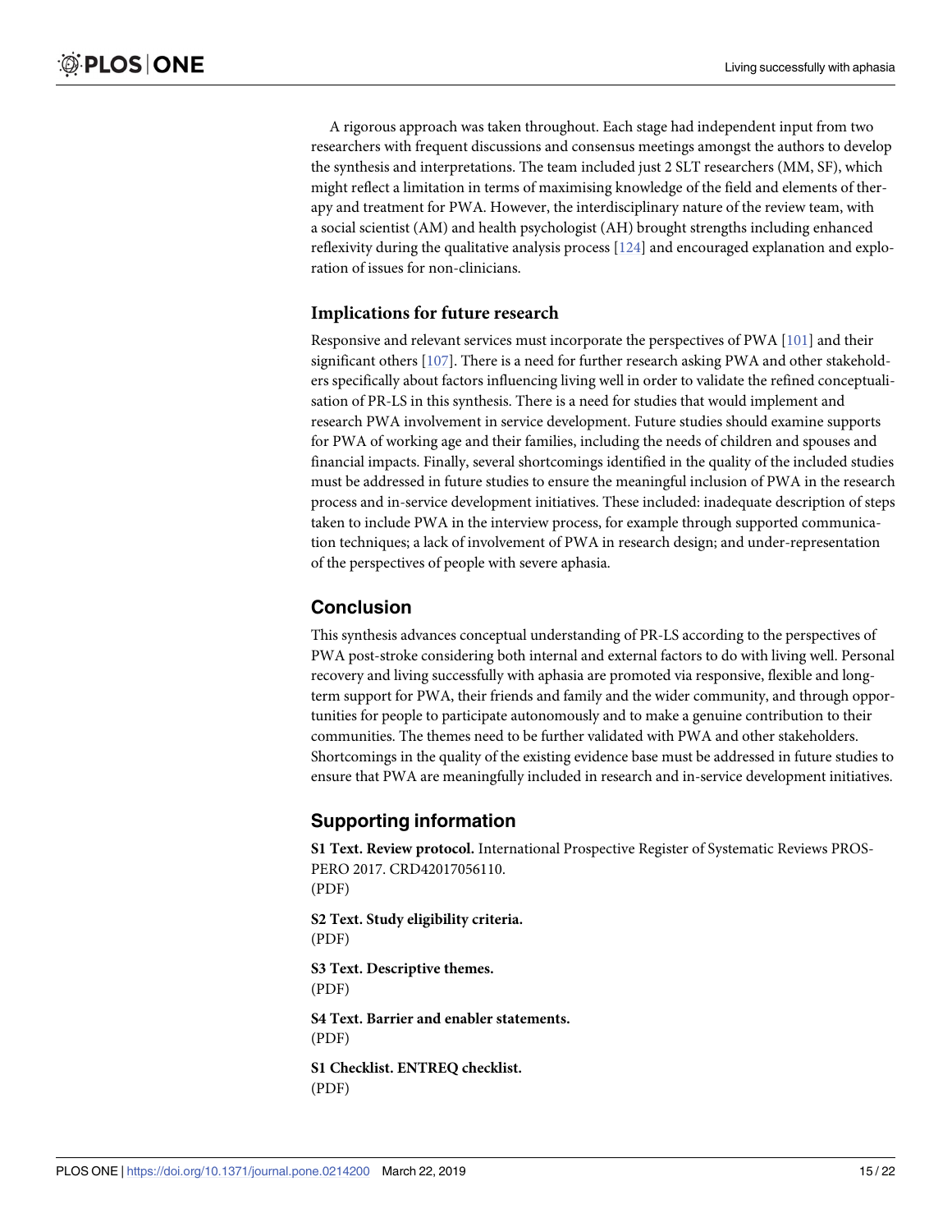A rigorous approach was taken throughout. Each stage had independent input from two researchers with frequent discussions and consensus meetings amongst the authors to develop the synthesis and interpretations. The team included just 2 SLT researchers (MM, SF), which might reflect a limitation in terms of maximising knowledge of the field and elements of therapy and treatment for PWA. However, the interdisciplinary nature of the review team, with a social scientist (AM) and health psychologist (AH) brought strengths including enhanced reflexivity during the qualitative analysis process [124] and encouraged explanation and exploration of issues for non-clinicians.

### Implications for future research

Responsive and relevant services must incorporate the perspectives of PWA [101] and their significant others [107]. There is a need for further research asking PWA and other stakeholders specifically about factors influencing living well in order to validate the refined conceptualisation of PR-LS in this synthesis. There is a need for studies that would implement and research PWA involvement in service development. Future studies should examine supports for PWA of working age and their families, including the needs of children and spouses and financial impacts. Finally, several shortcomings identified in the quality of the included studies must be addressed in future studies to ensure the meaningful inclusion of PWA in the research process and in-service development initiatives. These included: inadequate description of steps taken to include PWA in the interview process, for example through supported communication techniques; a lack of involvement of PWA in research design; and under-representation of the perspectives of people with severe aphasia.

## Conclusion

This synthesis advances conceptual understanding of PR-LS according to the perspectives of PWA post-stroke considering both internal and external factors to do with living well. Personal recovery and living successfully with aphasia are promoted via responsive, flexible and long-term support for PWA, their friends and family and the wider community, and through opportunities for people to participate autonomously and to make a genuine contribution to their communities. The themes need to be further validated with PWA and other stakeholders. Shortcomings in the quality of the existing evidence base must be addressed in future studies to ensure that PWA are meaningfully included in research and in-service development initiatives.

## Supporting information

**S1 Text. Review protocol.** International Prospective Register of Systematic Reviews PROSPERO 2017. CRD42017056110.
(PDF)

**S2 Text. Study eligibility criteria.**
(PDF)

**S3 Text. Descriptive themes.**
(PDF)

**S4 Text. Barrier and enabler statements.**
(PDF)

**S1 Checklist. ENTREQ checklist.**
(PDF)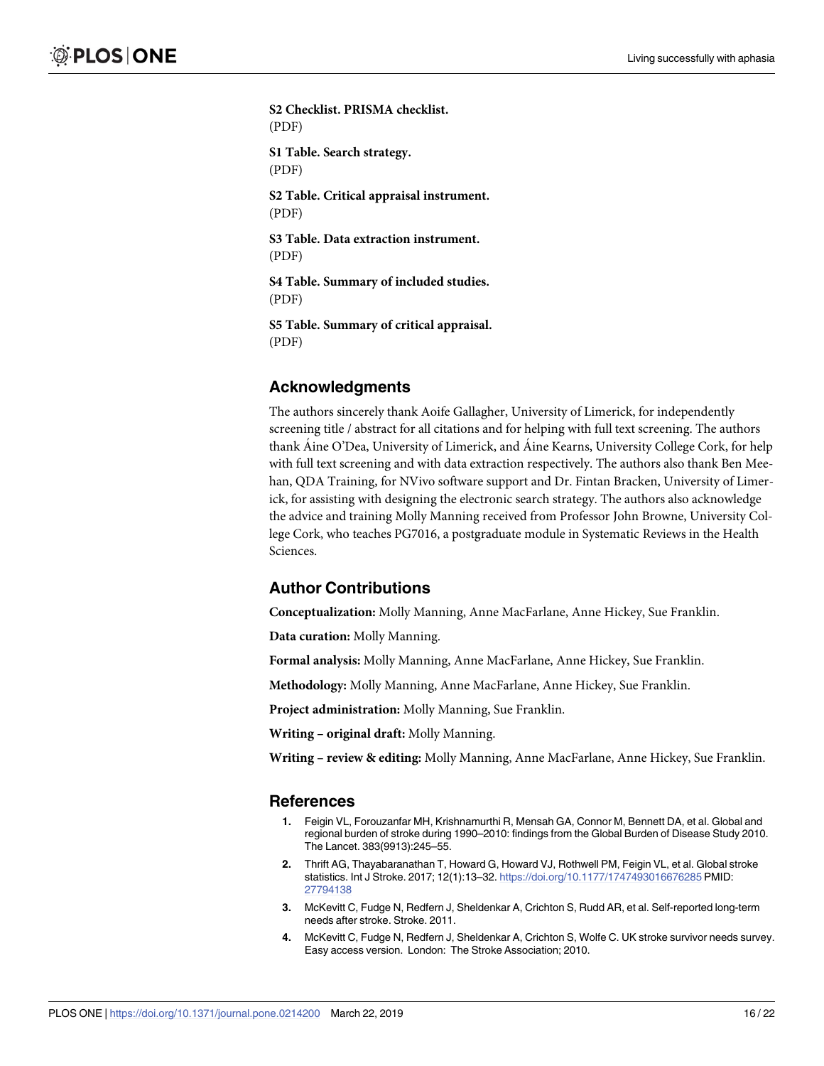**S2 Checklist. PRISMA checklist.**
(PDF)

**S1 Table. Search strategy.**
(PDF)

**S2 Table. Critical appraisal instrument.**
(PDF)

**S3 Table. Data extraction instrument.**
(PDF)

**S4 Table. Summary of included studies.**
(PDF)

**S5 Table. Summary of critical appraisal.**
(PDF)

## Acknowledgments

The authors sincerely thank Aoife Gallagher, University of Limerick, for independently screening title / abstract for all citations and for helping with full text screening. The authors thank Áine O'Dea, University of Limerick, and Áine Kearns, University College Cork, for help with full text screening and with data extraction respectively. The authors also thank Ben Meehan, QDA Training, for NVivo software support and Dr. Fintan Bracken, University of Limerick, for assisting with designing the electronic search strategy. The authors also acknowledge the advice and training Molly Manning received from Professor John Browne, University College Cork, who teaches PG7016, a postgraduate module in Systematic Reviews in the Health Sciences.

## Author Contributions

**Conceptualization:** Molly Manning, Anne MacFarlane, Anne Hickey, Sue Franklin.

**Data curation:** Molly Manning.

**Formal analysis:** Molly Manning, Anne MacFarlane, Anne Hickey, Sue Franklin.

**Methodology:** Molly Manning, Anne MacFarlane, Anne Hickey, Sue Franklin.

**Project administration:** Molly Manning, Sue Franklin.

**Writing – original draft:** Molly Manning.

**Writing – review & editing:** Molly Manning, Anne MacFarlane, Anne Hickey, Sue Franklin.

## References

1. Feigin VL, Forouzanfar MH, Krishnamurthi R, Mensah GA, Connor M, Bennett DA, et al. Global and regional burden of stroke during 1990–2010: findings from the Global Burden of Disease Study 2010. The Lancet. 383(9913):245–55.
2. Thrift AG, Thayabaranathan T, Howard G, Howard VJ, Rothwell PM, Feigin VL, et al. Global stroke statistics. Int J Stroke. 2017; 12(1):13–32. https://doi.org/10.1177/1747493016676285 PMID: 27794138
3. McKevitt C, Fudge N, Redfern J, Sheldenkar A, Crichton S, Rudd AR, et al. Self-reported long-term needs after stroke. Stroke. 2011.
4. McKevitt C, Fudge N, Redfern J, Sheldenkar A, Crichton S, Wolfe C. UK stroke survivor needs survey. Easy access version. London: The Stroke Association; 2010.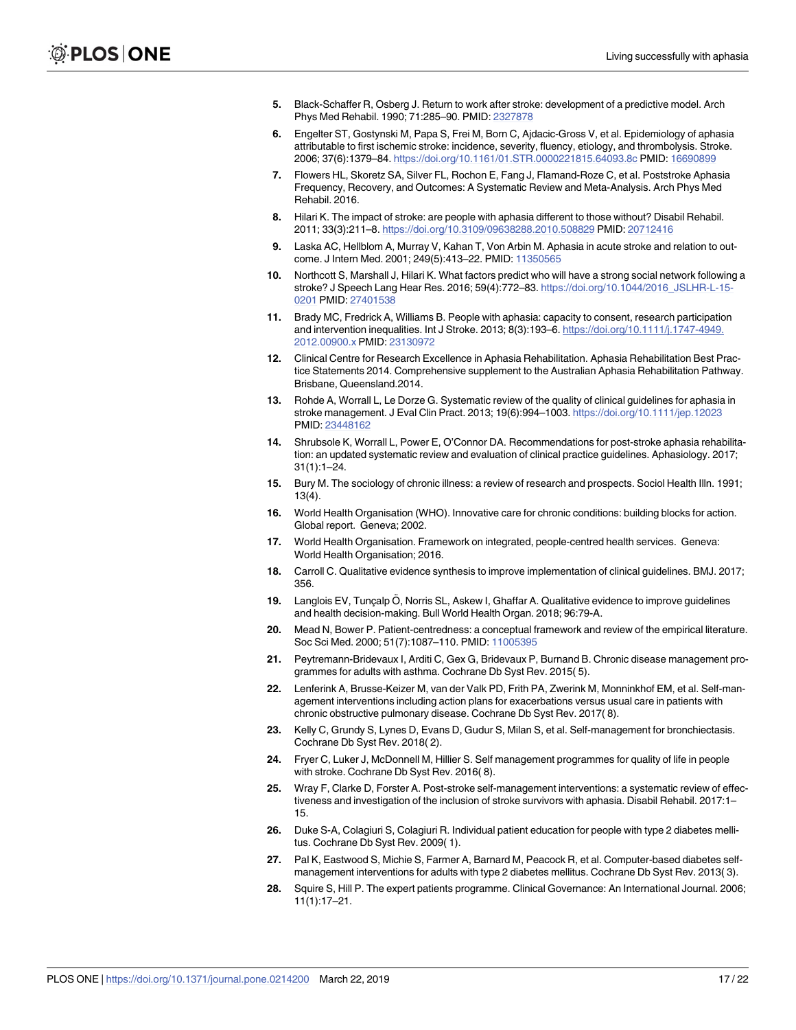5. Black-Schaffer R, Osberg J. Return to work after stroke: development of a predictive model. Arch Phys Med Rehabil. 1990; 71:285–90. PMID: 2327878
6. Engelter ST, Gostynski M, Papa S, Frei M, Born C, Ajdacic-Gross V, et al. Epidemiology of aphasia attributable to first ischemic stroke: incidence, severity, fluency, etiology, and thrombolysis. Stroke. 2006; 37(6):1379–84. https://doi.org/10.1161/01.STR.0000221815.64093.8c PMID: 16690899
7. Flowers HL, Skoretz SA, Silver FL, Rochon E, Fang J, Flamand-Roze C, et al. Poststroke Aphasia Frequency, Recovery, and Outcomes: A Systematic Review and Meta-Analysis. Arch Phys Med Rehabil. 2016.
8. Hilari K. The impact of stroke: are people with aphasia different to those without? Disabil Rehabil. 2011; 33(3):211–8. https://doi.org/10.3109/09638288.2010.508829 PMID: 20712416
9. Laska AC, Hellblom A, Murray V, Kahan T, Von Arbin M. Aphasia in acute stroke and relation to outcome. J Intern Med. 2001; 249(5):413–22. PMID: 11350565
10. Northcott S, Marshall J, Hilari K. What factors predict who will have a strong social network following a stroke? J Speech Lang Hear Res. 2016; 59(4):772–83. https://doi.org/10.1044/2016_JSLHR-L-15-0201 PMID: 27401538
11. Brady MC, Fredrick A, Williams B. People with aphasia: capacity to consent, research participation and intervention inequalities. Int J Stroke. 2013; 8(3):193–6. https://doi.org/10.1111/j.1747-4949.2012.00900.x PMID: 23130972
12. Clinical Centre for Research Excellence in Aphasia Rehabilitation. Aphasia Rehabilitation Best Practice Statements 2014. Comprehensive supplement to the Australian Aphasia Rehabilitation Pathway. Brisbane, Queensland.2014.
13. Rohde A, Worrall L, Le Dorze G. Systematic review of the quality of clinical guidelines for aphasia in stroke management. J Eval Clin Pract. 2013; 19(6):994–1003. https://doi.org/10.1111/jep.12023 PMID: 23448162
14. Shrubsole K, Worrall L, Power E, O'Connor DA. Recommendations for post-stroke aphasia rehabilitation: an updated systematic review and evaluation of clinical practice guidelines. Aphasiology. 2017; 31(1):1–24.
15. Bury M. The sociology of chronic illness: a review of research and prospects. Sociol Health Illn. 1991; 13(4).
16. World Health Organisation (WHO). Innovative care for chronic conditions: building blocks for action. Global report. Geneva; 2002.
17. World Health Organisation. Framework on integrated, people-centred health services. Geneva: World Health Organisation; 2016.
18. Carroll C. Qualitative evidence synthesis to improve implementation of clinical guidelines. BMJ. 2017; 356.
19. Langlois EV, Tunçalp Ö, Norris SL, Askew I, Ghaffar A. Qualitative evidence to improve guidelines and health decision-making. Bull World Health Organ. 2018; 96:79-A.
20. Mead N, Bower P. Patient-centredness: a conceptual framework and review of the empirical literature. Soc Sci Med. 2000; 51(7):1087–110. PMID: 11005395
21. Peytremann-Bridevaux I, Arditi C, Gex G, Bridevaux P, Burnand B. Chronic disease management programmes for adults with asthma. Cochrane Db Syst Rev. 2015( 5).
22. Lenferink A, Brusse-Keizer M, van der Valk PD, Frith PA, Zwerink M, Monninkhof EM, et al. Self-management interventions including action plans for exacerbations versus usual care in patients with chronic obstructive pulmonary disease. Cochrane Db Syst Rev. 2017( 8).
23. Kelly C, Grundy S, Lynes D, Evans D, Gudur S, Milan S, et al. Self-management for bronchiectasis. Cochrane Db Syst Rev. 2018( 2).
24. Fryer C, Luker J, McDonnell M, Hillier S. Self management programmes for quality of life in people with stroke. Cochrane Db Syst Rev. 2016( 8).
25. Wray F, Clarke D, Forster A. Post-stroke self-management interventions: a systematic review of effectiveness and investigation of the inclusion of stroke survivors with aphasia. Disabil Rehabil. 2017:1–15.
26. Duke S-A, Colagiuri S, Colagiuri R. Individual patient education for people with type 2 diabetes mellitus. Cochrane Db Syst Rev. 2009( 1).
27. Pal K, Eastwood S, Michie S, Farmer A, Barnard M, Peacock R, et al. Computer-based diabetes self-management interventions for adults with type 2 diabetes mellitus. Cochrane Db Syst Rev. 2013( 3).
28. Squire S, Hill P. The expert patients programme. Clinical Governance: An International Journal. 2006; 11(1):17–21.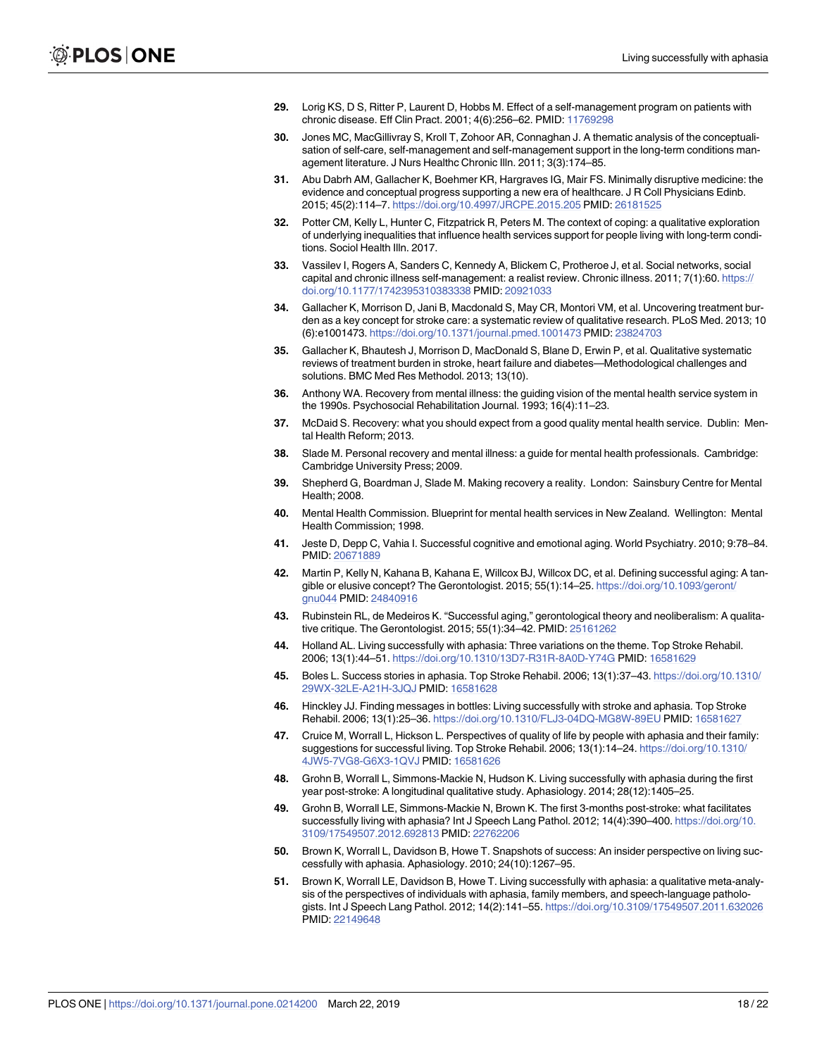29. Lorig KS, D S, Ritter P, Laurent D, Hobbs M. Effect of a self-management program on patients with chronic disease. Eff Clin Pract. 2001; 4(6):256–62. PMID: 11769298

30. Jones MC, MacGillivray S, Kroll T, Zohoor AR, Connaghan J. A thematic analysis of the conceptualisation of self-care, self-management and self-management support in the long-term conditions management literature. J Nurs Healthc Chronic Illn. 2011; 3(3):174–85.

31. Abu Dabrh AM, Gallacher K, Boehmer KR, Hargraves IG, Mair FS. Minimally disruptive medicine: the evidence and conceptual progress supporting a new era of healthcare. J R Coll Physicians Edinb. 2015; 45(2):114–7. https://doi.org/10.4997/JRCPE.2015.205 PMID: 26181525

32. Potter CM, Kelly L, Hunter C, Fitzpatrick R, Peters M. The context of coping: a qualitative exploration of underlying inequalities that influence health services support for people living with long-term conditions. Sociol Health Illn. 2017.

33. Vassilev I, Rogers A, Sanders C, Kennedy A, Blickem C, Protheroe J, et al. Social networks, social capital and chronic illness self-management: a realist review. Chronic illness. 2011; 7(1):60. https://doi.org/10.1177/1742395310383338 PMID: 20921033

34. Gallacher K, Morrison D, Jani B, Macdonald S, May CR, Montori VM, et al. Uncovering treatment burden as a key concept for stroke care: a systematic review of qualitative research. PLoS Med. 2013; 10 (6):e1001473. https://doi.org/10.1371/journal.pmed.1001473 PMID: 23824703

35. Gallacher K, Bhautesh J, Morrison D, MacDonald S, Blane D, Erwin P, et al. Qualitative systematic reviews of treatment burden in stroke, heart failure and diabetes—Methodological challenges and solutions. BMC Med Res Methodol. 2013; 13(10).

36. Anthony WA. Recovery from mental illness: the guiding vision of the mental health service system in the 1990s. Psychosocial Rehabilitation Journal. 1993; 16(4):11–23.

37. McDaid S. Recovery: what you should expect from a good quality mental health service. Dublin: Mental Health Reform; 2013.

38. Slade M. Personal recovery and mental illness: a guide for mental health professionals. Cambridge: Cambridge University Press; 2009.

39. Shepherd G, Boardman J, Slade M. Making recovery a reality. London: Sainsbury Centre for Mental Health; 2008.

40. Mental Health Commission. Blueprint for mental health services in New Zealand. Wellington: Mental Health Commission; 1998.

41. Jeste D, Depp C, Vahia I. Successful cognitive and emotional aging. World Psychiatry. 2010; 9:78–84. PMID: 20671889

42. Martin P, Kelly N, Kahana B, Kahana E, Willcox BJ, Willcox DC, et al. Defining successful aging: A tangible or elusive concept? The Gerontologist. 2015; 55(1):14–25. https://doi.org/10.1093/geront/gnu044 PMID: 24840916

43. Rubinstein RL, de Medeiros K. "Successful aging," gerontological theory and neoliberalism: A qualitative critique. The Gerontologist. 2015; 55(1):34–42. PMID: 25161262

44. Holland AL. Living successfully with aphasia: Three variations on the theme. Top Stroke Rehabil. 2006; 13(1):44–51. https://doi.org/10.1310/13D7-R31R-8A0D-Y74G PMID: 16581629

45. Boles L. Success stories in aphasia. Top Stroke Rehabil. 2006; 13(1):37–43. https://doi.org/10.1310/29WX-32LE-A21H-3JQJ PMID: 16581628

46. Hinckley JJ. Finding messages in bottles: Living successfully with stroke and aphasia. Top Stroke Rehabil. 2006; 13(1):25–36. https://doi.org/10.1310/FLJ3-04DQ-MG8W-89EU PMID: 16581627

47. Cruice M, Worrall L, Hickson L. Perspectives of quality of life by people with aphasia and their family: suggestions for successful living. Top Stroke Rehabil. 2006; 13(1):14–24. https://doi.org/10.1310/4JW5-7VG8-G6X3-1QVJ PMID: 16581626

48. Grohn B, Worrall L, Simmons-Mackie N, Hudson K. Living successfully with aphasia during the first year post-stroke: A longitudinal qualitative study. Aphasiology. 2014; 28(12):1405–25.

49. Grohn B, Worrall LE, Simmons-Mackie N, Brown K. The first 3-months post-stroke: what facilitates successfully living with aphasia? Int J Speech Lang Pathol. 2012; 14(4):390–400. https://doi.org/10.3109/17549507.2012.692813 PMID: 22762206

50. Brown K, Worrall L, Davidson B, Howe T. Snapshots of success: An insider perspective on living successfully with aphasia. Aphasiology. 2010; 24(10):1267–95.

51. Brown K, Worrall LE, Davidson B, Howe T. Living successfully with aphasia: a qualitative meta-analysis of the perspectives of individuals with aphasia, family members, and speech-language pathologists. Int J Speech Lang Pathol. 2012; 14(2):141–55. https://doi.org/10.3109/17549507.2011.632026 PMID: 22149648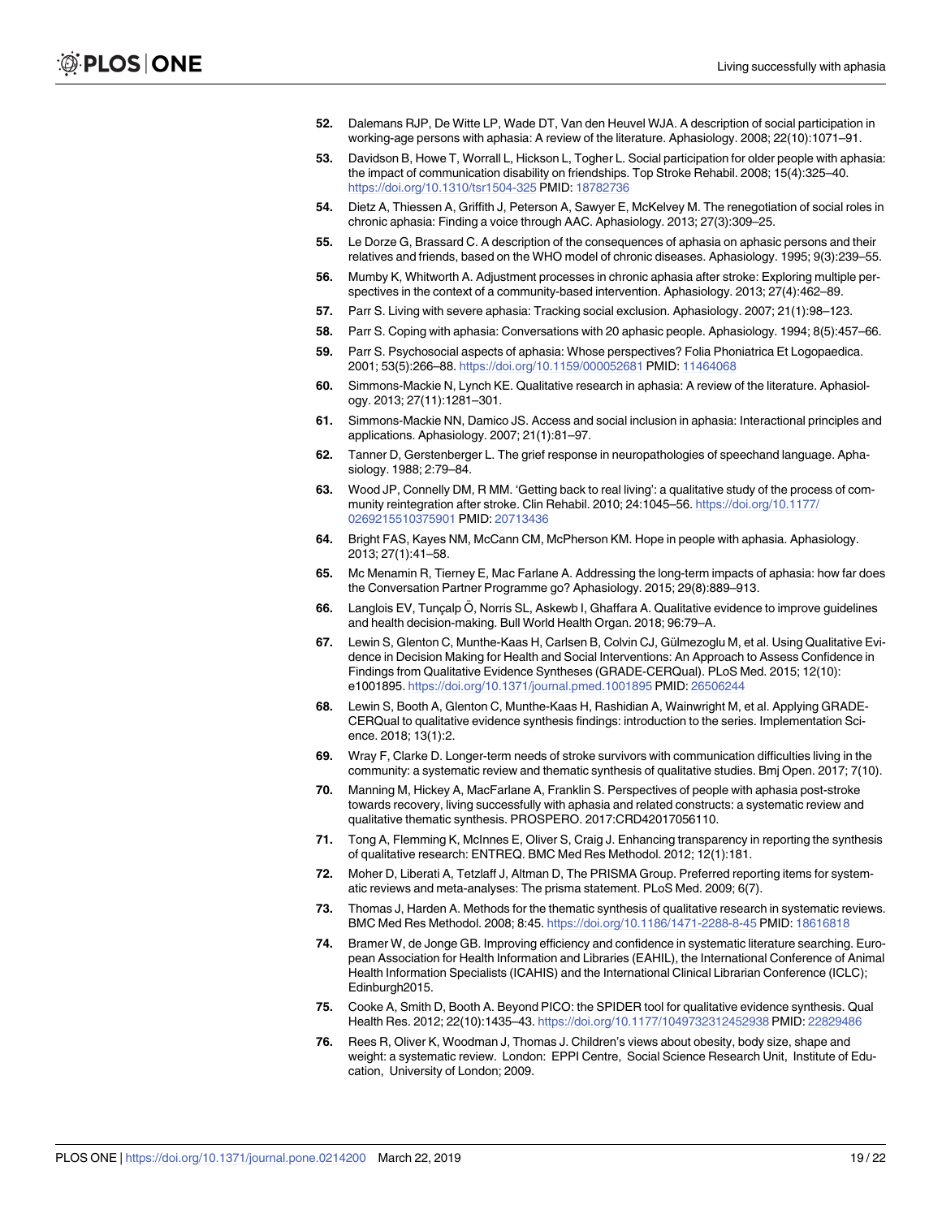52. Dalemans RJP, De Witte LP, Wade DT, Van den Heuvel WJA. A description of social participation in working-age persons with aphasia: A review of the literature. Aphasiology. 2008; 22(10):1071–91.
53. Davidson B, Howe T, Worrall L, Hickson L, Togher L. Social participation for older people with aphasia: the impact of communication disability on friendships. Top Stroke Rehabil. 2008; 15(4):325–40. https://doi.org/10.1310/tsr1504-325 PMID: 18782736
54. Dietz A, Thiessen A, Griffith J, Peterson A, Sawyer E, McKelvey M. The renegotiation of social roles in chronic aphasia: Finding a voice through AAC. Aphasiology. 2013; 27(3):309–25.
55. Le Dorze G, Brassard C. A description of the consequences of aphasia on aphasic persons and their relatives and friends, based on the WHO model of chronic diseases. Aphasiology. 1995; 9(3):239–55.
56. Mumby K, Whitworth A. Adjustment processes in chronic aphasia after stroke: Exploring multiple perspectives in the context of a community-based intervention. Aphasiology. 2013; 27(4):462–89.
57. Parr S. Living with severe aphasia: Tracking social exclusion. Aphasiology. 2007; 21(1):98–123.
58. Parr S. Coping with aphasia: Conversations with 20 aphasic people. Aphasiology. 1994; 8(5):457–66.
59. Parr S. Psychosocial aspects of aphasia: Whose perspectives? Folia Phoniatrica Et Logopaedica. 2001; 53(5):266–88. https://doi.org/10.1159/000052681 PMID: 11464068
60. Simmons-Mackie N, Lynch KE. Qualitative research in aphasia: A review of the literature. Aphasiology. 2013; 27(11):1281–301.
61. Simmons-Mackie NN, Damico JS. Access and social inclusion in aphasia: Interactional principles and applications. Aphasiology. 2007; 21(1):81–97.
62. Tanner D, Gerstenberger L. The grief response in neuropathologies of speechand language. Aphasiology. 1988; 2:79–84.
63. Wood JP, Connelly DM, R MM. 'Getting back to real living': a qualitative study of the process of community reintegration after stroke. Clin Rehabil. 2010; 24:1045–56. https://doi.org/10.1177/0269215510375901 PMID: 20713436
64. Bright FAS, Kayes NM, McCann CM, McPherson KM. Hope in people with aphasia. Aphasiology. 2013; 27(1):41–58.
65. Mc Menamin R, Tierney E, Mac Farlane A. Addressing the long-term impacts of aphasia: how far does the Conversation Partner Programme go? Aphasiology. 2015; 29(8):889–913.
66. Langlois EV, Tunçalp Ö, Norris SL, Askewb I, Ghaffara A. Qualitative evidence to improve guidelines and health decision-making. Bull World Health Organ. 2018; 96:79–A.
67. Lewin S, Glenton C, Munthe-Kaas H, Carlsen B, Colvin CJ, Gülmezoglu M, et al. Using Qualitative Evidence in Decision Making for Health and Social Interventions: An Approach to Assess Confidence in Findings from Qualitative Evidence Syntheses (GRADE-CERQual). PLoS Med. 2015; 12(10): e1001895. https://doi.org/10.1371/journal.pmed.1001895 PMID: 26506244
68. Lewin S, Booth A, Glenton C, Munthe-Kaas H, Rashidian A, Wainwright M, et al. Applying GRADE-CERQual to qualitative evidence synthesis findings: introduction to the series. Implementation Science. 2018; 13(1):2.
69. Wray F, Clarke D. Longer-term needs of stroke survivors with communication difficulties living in the community: a systematic review and thematic synthesis of qualitative studies. Bmj Open. 2017; 7(10).
70. Manning M, Hickey A, MacFarlane A, Franklin S. Perspectives of people with aphasia post-stroke towards recovery, living successfully with aphasia and related constructs: a systematic review and qualitative thematic synthesis. PROSPERO. 2017:CRD42017056110.
71. Tong A, Flemming K, McInnes E, Oliver S, Craig J. Enhancing transparency in reporting the synthesis of qualitative research: ENTREQ. BMC Med Res Methodol. 2012; 12(1):181.
72. Moher D, Liberati A, Tetzlaff J, Altman D, The PRISMA Group. Preferred reporting items for systematic reviews and meta-analyses: The prisma statement. PLoS Med. 2009; 6(7).
73. Thomas J, Harden A. Methods for the thematic synthesis of qualitative research in systematic reviews. BMC Med Res Methodol. 2008; 8:45. https://doi.org/10.1186/1471-2288-8-45 PMID: 18616818
74. Bramer W, de Jonge GB. Improving efficiency and confidence in systematic literature searching. European Association for Health Information and Libraries (EAHIL), the International Conference of Animal Health Information Specialists (ICAHIS) and the International Clinical Librarian Conference (ICLC); Edinburgh2015.
75. Cooke A, Smith D, Booth A. Beyond PICO: the SPIDER tool for qualitative evidence synthesis. Qual Health Res. 2012; 22(10):1435–43. https://doi.org/10.1177/1049732312452938 PMID: 22829486
76. Rees R, Oliver K, Woodman J, Thomas J. Children's views about obesity, body size, shape and weight: a systematic review. London: EPPI Centre, Social Science Research Unit, Institute of Education, University of London; 2009.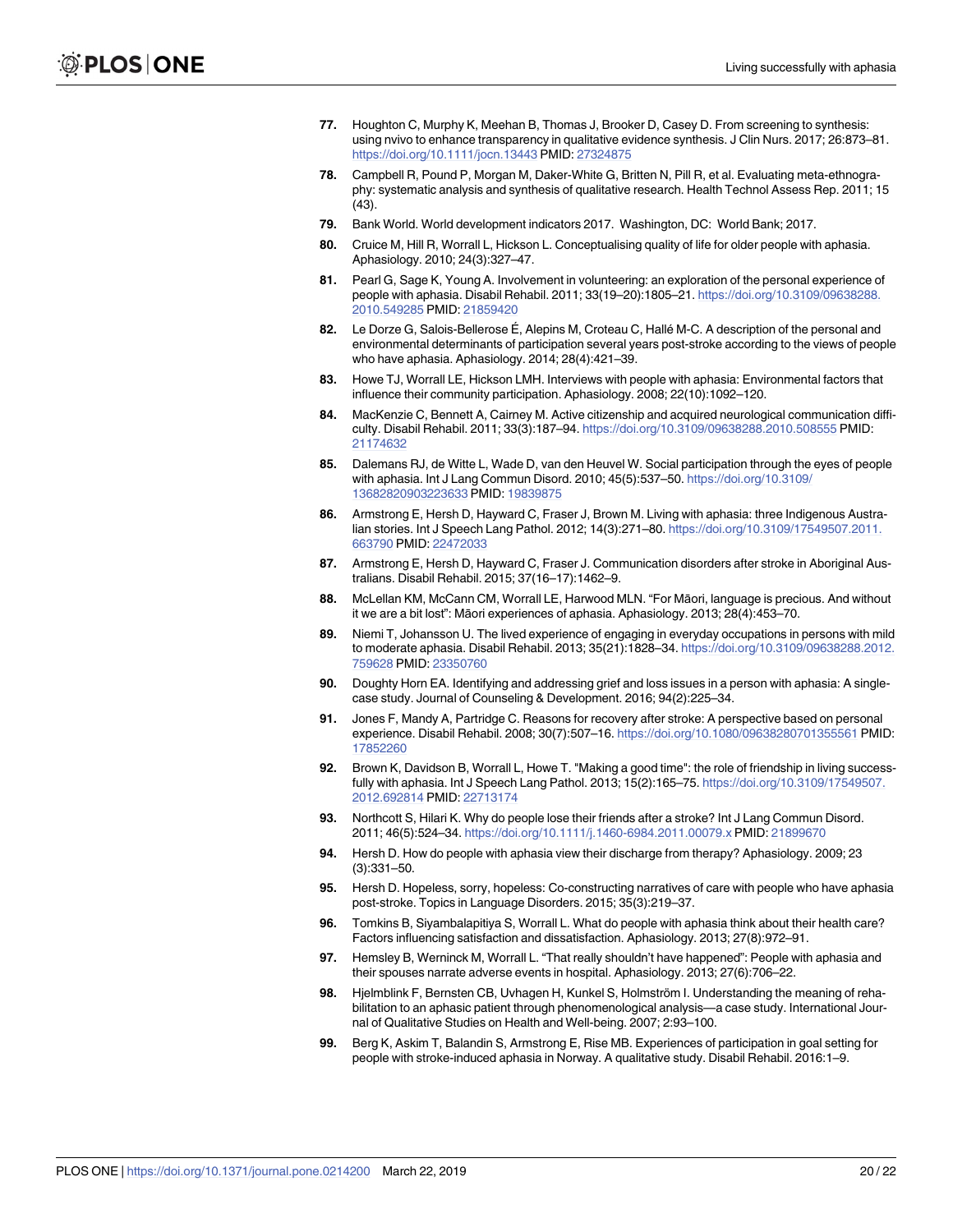77. Houghton C, Murphy K, Meehan B, Thomas J, Brooker D, Casey D. From screening to synthesis: using nvivo to enhance transparency in qualitative evidence synthesis. J Clin Nurs. 2017; 26:873–81. https://doi.org/10.1111/jocn.13443 PMID: 27324875
78. Campbell R, Pound P, Morgan M, Daker-White G, Britten N, Pill R, et al. Evaluating meta-ethnography: systematic analysis and synthesis of qualitative research. Health Technol Assess Rep. 2011; 15 (43).
79. Bank World. World development indicators 2017. Washington, DC: World Bank; 2017.
80. Cruice M, Hill R, Worrall L, Hickson L. Conceptualising quality of life for older people with aphasia. Aphasiology. 2010; 24(3):327–47.
81. Pearl G, Sage K, Young A. Involvement in volunteering: an exploration of the personal experience of people with aphasia. Disabil Rehabil. 2011; 33(19–20):1805–21. https://doi.org/10.3109/09638288.2010.549285 PMID: 21859420
82. Le Dorze G, Salois-Bellerose É, Alepins M, Croteau C, Hallé M-C. A description of the personal and environmental determinants of participation several years post-stroke according to the views of people who have aphasia. Aphasiology. 2014; 28(4):421–39.
83. Howe TJ, Worrall LE, Hickson LMH. Interviews with people with aphasia: Environmental factors that influence their community participation. Aphasiology. 2008; 22(10):1092–120.
84. MacKenzie C, Bennett A, Cairney M. Active citizenship and acquired neurological communication difficulty. Disabil Rehabil. 2011; 33(3):187–94. https://doi.org/10.3109/09638288.2010.508555 PMID: 21174632
85. Dalemans RJ, de Witte L, Wade D, van den Heuvel W. Social participation through the eyes of people with aphasia. Int J Lang Commun Disord. 2010; 45(5):537–50. https://doi.org/10.3109/13682820903223633 PMID: 19839875
86. Armstrong E, Hersh D, Hayward C, Fraser J, Brown M. Living with aphasia: three Indigenous Australian stories. Int J Speech Lang Pathol. 2012; 14(3):271–80. https://doi.org/10.3109/17549507.2011.663790 PMID: 22472033
87. Armstrong E, Hersh D, Hayward C, Fraser J. Communication disorders after stroke in Aboriginal Australians. Disabil Rehabil. 2015; 37(16–17):1462–9.
88. McLellan KM, McCann CM, Worrall LE, Harwood MLN. "For Māori, language is precious. And without it we are a bit lost": Māori experiences of aphasia. Aphasiology. 2013; 28(4):453–70.
89. Niemi T, Johansson U. The lived experience of engaging in everyday occupations in persons with mild to moderate aphasia. Disabil Rehabil. 2013; 35(21):1828–34. https://doi.org/10.3109/09638288.2012.759628 PMID: 23350760
90. Doughty Horn EA. Identifying and addressing grief and loss issues in a person with aphasia: A single-case study. Journal of Counseling & Development. 2016; 94(2):225–34.
91. Jones F, Mandy A, Partridge C. Reasons for recovery after stroke: A perspective based on personal experience. Disabil Rehabil. 2008; 30(7):507–16. https://doi.org/10.1080/09638280701355561 PMID: 17852260
92. Brown K, Davidson B, Worrall L, Howe T. "Making a good time": the role of friendship in living successfully with aphasia. Int J Speech Lang Pathol. 2013; 15(2):165–75. https://doi.org/10.3109/17549507.2012.692814 PMID: 22713174
93. Northcott S, Hilari K. Why do people lose their friends after a stroke? Int J Lang Commun Disord. 2011; 46(5):524–34. https://doi.org/10.1111/j.1460-6984.2011.00079.x PMID: 21899670
94. Hersh D. How do people with aphasia view their discharge from therapy? Aphasiology. 2009; 23 (3):331–50.
95. Hersh D. Hopeless, sorry, hopeless: Co-constructing narratives of care with people who have aphasia post-stroke. Topics in Language Disorders. 2015; 35(3):219–37.
96. Tomkins B, Siyambalapitiya S, Worrall L. What do people with aphasia think about their health care? Factors influencing satisfaction and dissatisfaction. Aphasiology. 2013; 27(8):972–91.
97. Hemsley B, Werninck M, Worrall L. "That really shouldn't have happened": People with aphasia and their spouses narrate adverse events in hospital. Aphasiology. 2013; 27(6):706–22.
98. Hjelmblink F, Bernsten CB, Uvhagen H, Kunkel S, Holmström I. Understanding the meaning of rehabilitation to an aphasic patient through phenomenological analysis—a case study. International Journal of Qualitative Studies on Health and Well-being. 2007; 2:93–100.
99. Berg K, Askim T, Balandin S, Armstrong E, Rise MB. Experiences of participation in goal setting for people with stroke-induced aphasia in Norway. A qualitative study. Disabil Rehabil. 2016:1–9.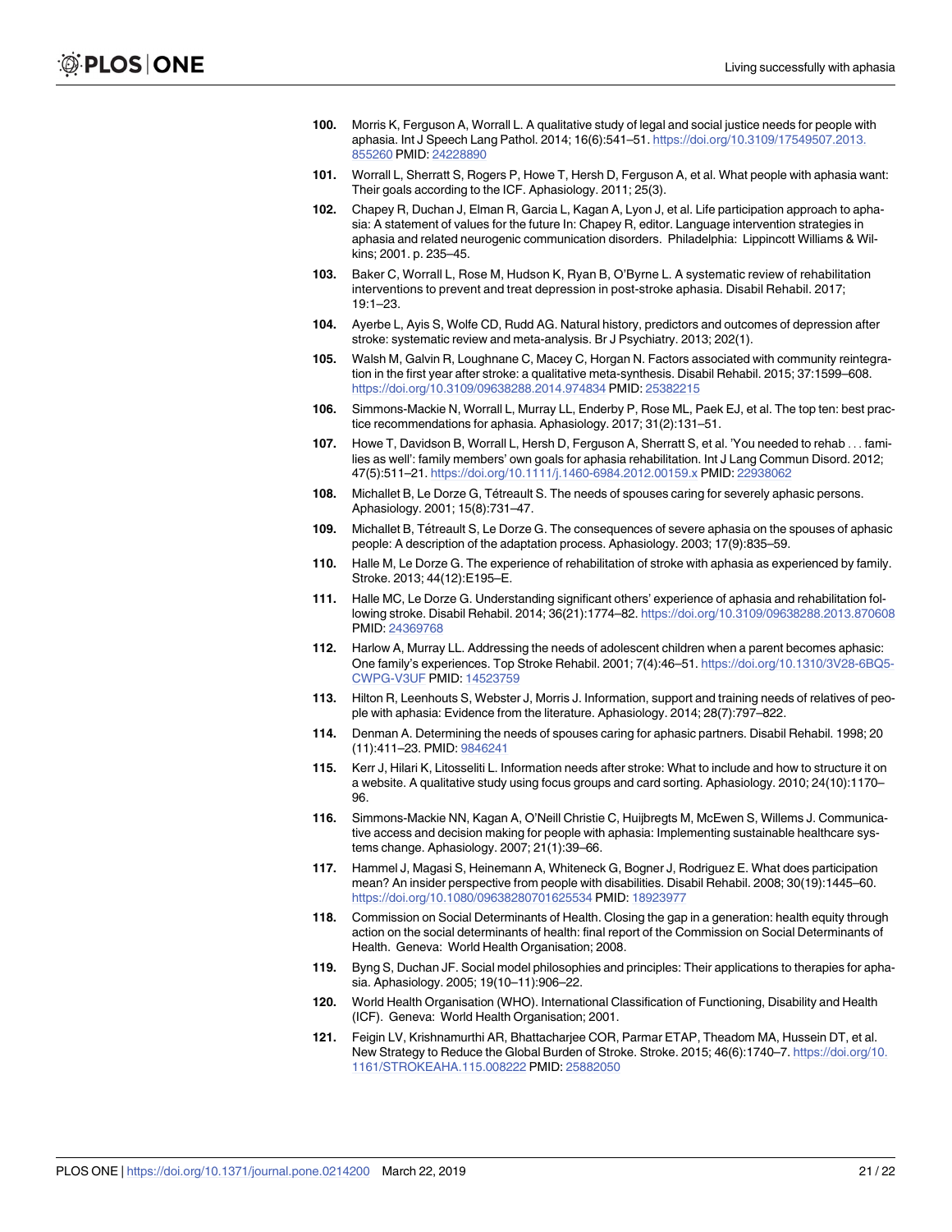100. Morris K, Ferguson A, Worrall L. A qualitative study of legal and social justice needs for people with aphasia. Int J Speech Lang Pathol. 2014; 16(6):541–51. https://doi.org/10.3109/17549507.2013.855260 PMID: 24228890

101. Worrall L, Sherratt S, Rogers P, Howe T, Hersh D, Ferguson A, et al. What people with aphasia want: Their goals according to the ICF. Aphasiology. 2011; 25(3).

102. Chapey R, Duchan J, Elman R, Garcia L, Kagan A, Lyon J, et al. Life participation approach to aphasia: A statement of values for the future In: Chapey R, editor. Language intervention strategies in aphasia and related neurogenic communication disorders. Philadelphia: Lippincott Williams & Wilkins; 2001. p. 235–45.

103. Baker C, Worrall L, Rose M, Hudson K, Ryan B, O'Byrne L. A systematic review of rehabilitation interventions to prevent and treat depression in post-stroke aphasia. Disabil Rehabil. 2017; 19:1–23.

104. Ayerbe L, Ayis S, Wolfe CD, Rudd AG. Natural history, predictors and outcomes of depression after stroke: systematic review and meta-analysis. Br J Psychiatry. 2013; 202(1).

105. Walsh M, Galvin R, Loughnane C, Macey C, Horgan N. Factors associated with community reintegration in the first year after stroke: a qualitative meta-synthesis. Disabil Rehabil. 2015; 37:1599–608. https://doi.org/10.3109/09638288.2014.974834 PMID: 25382215

106. Simmons-Mackie N, Worrall L, Murray LL, Enderby P, Rose ML, Paek EJ, et al. The top ten: best practice recommendations for aphasia. Aphasiology. 2017; 31(2):131–51.

107. Howe T, Davidson B, Worrall L, Hersh D, Ferguson A, Sherratt S, et al. 'You needed to rehab . . . families as well': family members' own goals for aphasia rehabilitation. Int J Lang Commun Disord. 2012; 47(5):511–21. https://doi.org/10.1111/j.1460-6984.2012.00159.x PMID: 22938062

108. Michallet B, Le Dorze G, Tétreault S. The needs of spouses caring for severely aphasic persons. Aphasiology. 2001; 15(8):731–47.

109. Michallet B, Tétreault S, Le Dorze G. The consequences of severe aphasia on the spouses of aphasic people: A description of the adaptation process. Aphasiology. 2003; 17(9):835–59.

110. Halle M, Le Dorze G. The experience of rehabilitation of stroke with aphasia as experienced by family. Stroke. 2013; 44(12):E195–E.

111. Halle MC, Le Dorze G. Understanding significant others' experience of aphasia and rehabilitation following stroke. Disabil Rehabil. 2014; 36(21):1774–82. https://doi.org/10.3109/09638288.2013.870608 PMID: 24369768

112. Harlow A, Murray LL. Addressing the needs of adolescent children when a parent becomes aphasic: One family's experiences. Top Stroke Rehabil. 2001; 7(4):46–51. https://doi.org/10.1310/3V28-6BQ5-CWPG-V3UF PMID: 14523759

113. Hilton R, Leenhouts S, Webster J, Morris J. Information, support and training needs of relatives of people with aphasia: Evidence from the literature. Aphasiology. 2014; 28(7):797–822.

114. Denman A. Determining the needs of spouses caring for aphasic partners. Disabil Rehabil. 1998; 20 (11):411–23. PMID: 9846241

115. Kerr J, Hilari K, Litosseliti L. Information needs after stroke: What to include and how to structure it on a website. A qualitative study using focus groups and card sorting. Aphasiology. 2010; 24(10):1170–96.

116. Simmons-Mackie NN, Kagan A, O'Neill Christie C, Huijbregts M, McEwen S, Willems J. Communicative access and decision making for people with aphasia: Implementing sustainable healthcare systems change. Aphasiology. 2007; 21(1):39–66.

117. Hammel J, Magasi S, Heinemann A, Whiteneck G, Bogner J, Rodriguez E. What does participation mean? An insider perspective from people with disabilities. Disabil Rehabil. 2008; 30(19):1445–60. https://doi.org/10.1080/09638280701625534 PMID: 18923977

118. Commission on Social Determinants of Health. Closing the gap in a generation: health equity through action on the social determinants of health: final report of the Commission on Social Determinants of Health. Geneva: World Health Organisation; 2008.

119. Byng S, Duchan JF. Social model philosophies and principles: Their applications to therapies for aphasia. Aphasiology. 2005; 19(10–11):906–22.

120. World Health Organisation (WHO). International Classification of Functioning, Disability and Health (ICF). Geneva: World Health Organisation; 2001.

121. Feigin LV, Krishnamurthi AR, Bhattacharjee COR, Parmar ETAP, Theadom MA, Hussein DT, et al. New Strategy to Reduce the Global Burden of Stroke. Stroke. 2015; 46(6):1740–7. https://doi.org/10.1161/STROKEAHA.115.008222 PMID: 25882050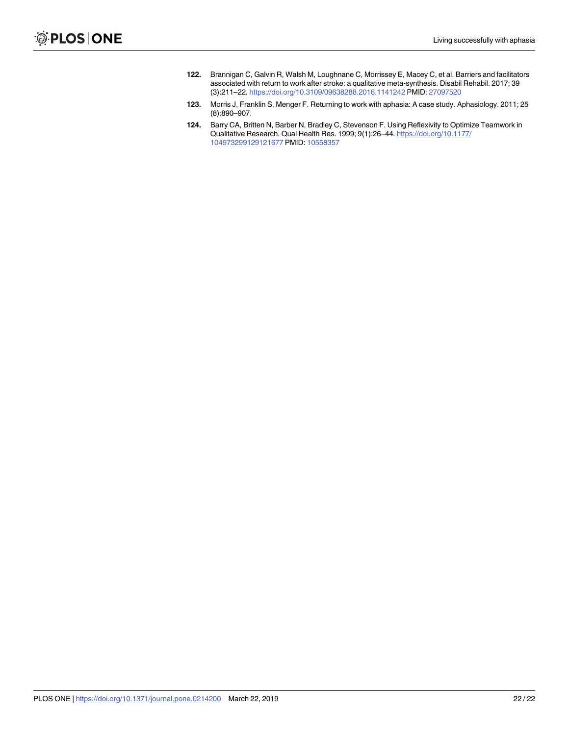122. Brannigan C, Galvin R, Walsh M, Loughnane C, Morrissey E, Macey C, et al. Barriers and facilitators associated with return to work after stroke: a qualitative meta-synthesis. Disabil Rehabil. 2017; 39 (3):211–22. https://doi.org/10.3109/09638288.2016.1141242 PMID: 27097520

123. Morris J, Franklin S, Menger F. Returning to work with aphasia: A case study. Aphasiology. 2011; 25 (8):890–907.

124. Barry CA, Britten N, Barber N, Bradley C, Stevenson F. Using Reflexivity to Optimize Teamwork in Qualitative Research. Qual Health Res. 1999; 9(1):26–44. https://doi.org/10.1177/104973299129121677 PMID: 10558357